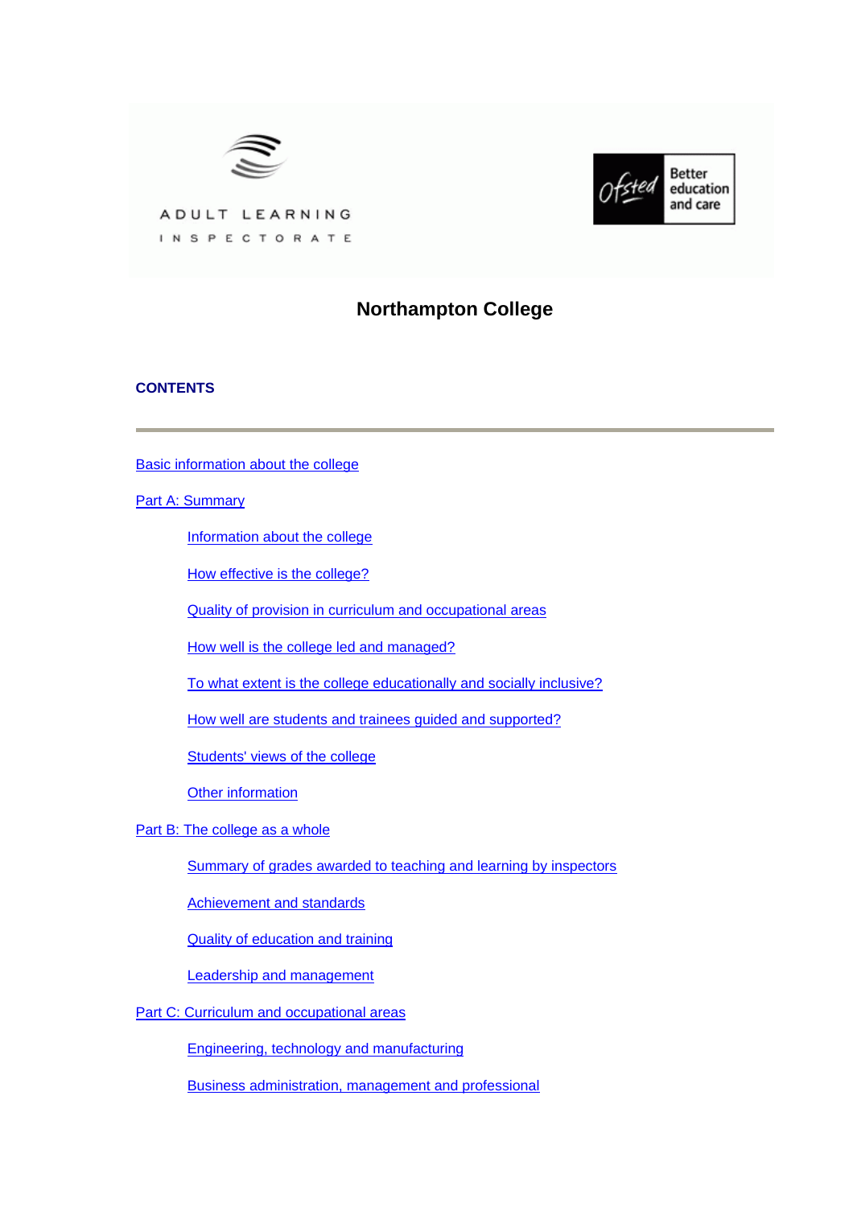ADULT LEARNING INSPECTORATE

Ofsted — Better education and care

# Northampton College

## CONTENTS

---

Basic information about the college

Part A: Summary

- Information about the college
- How effective is the college?
- Quality of provision in curriculum and occupational areas
- How well is the college led and managed?
- To what extent is the college educationally and socially inclusive?
- How well are students and trainees guided and supported?
- Students' views of the college
- Other information

Part B: The college as a whole

- Summary of grades awarded to teaching and learning by inspectors
- Achievement and standards
- Quality of education and training
- Leadership and management

Part C: Curriculum and occupational areas

- Engineering, technology and manufacturing
- Business administration, management and professional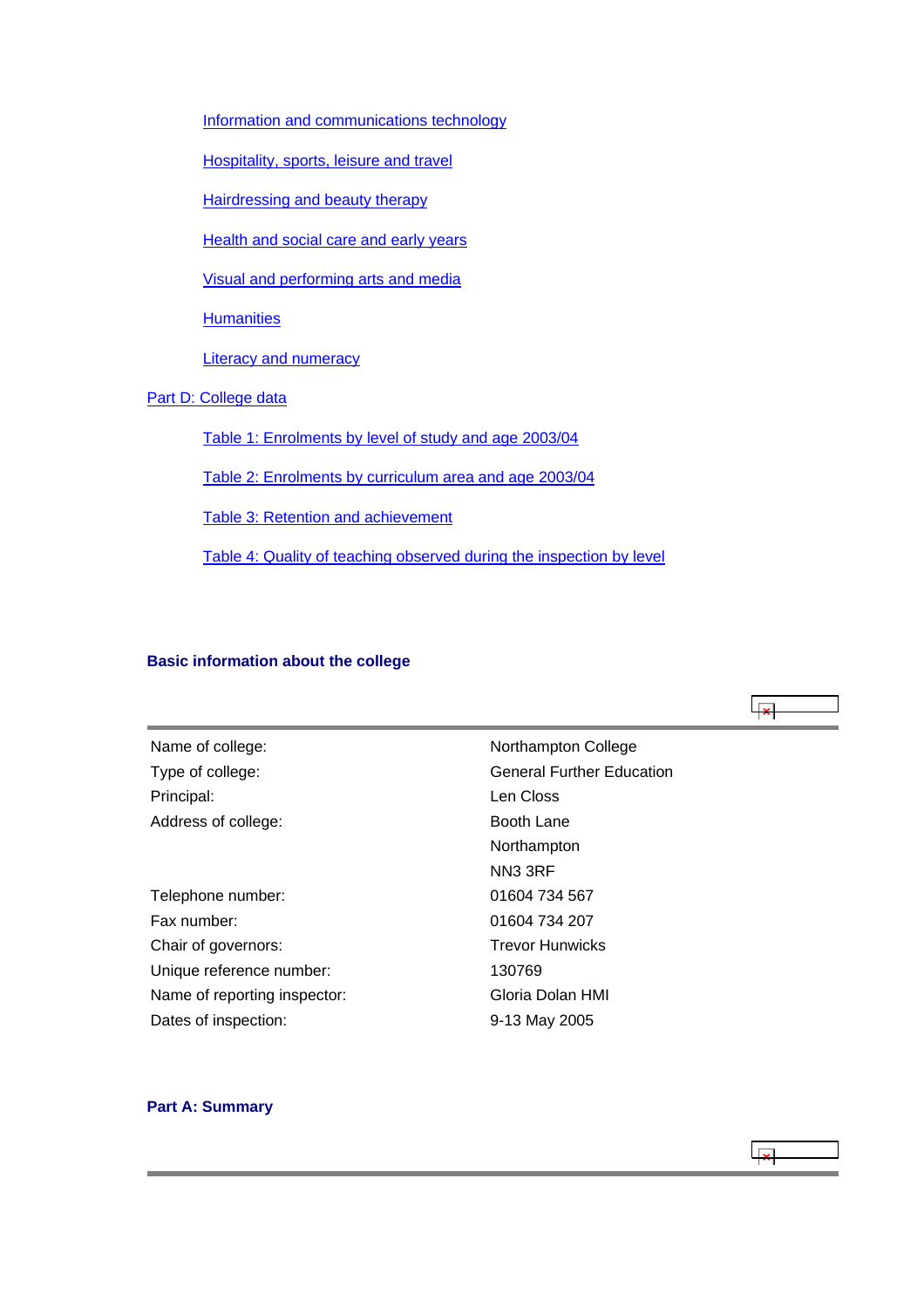- Information and communications technology
- Hospitality, sports, leisure and travel
- Hairdressing and beauty therapy
- Health and social care and early years
- Visual and performing arts and media
- Humanities
- Literacy and numeracy

Part D: College data

- Table 1: Enrolments by level of study and age 2003/04
- Table 2: Enrolments by curriculum area and age 2003/04
- Table 3: Retention and achievement
- Table 4: Quality of teaching observed during the inspection by level

## Basic information about the college

| | |
|---|---|
| Name of college: | Northampton College |
| Type of college: | General Further Education |
| Principal: | Len Closs |
| Address of college: | Booth Lane |
| | Northampton |
| | NN3 3RF |
| Telephone number: | 01604 734 567 |
| Fax number: | 01604 734 207 |
| Chair of governors: | Trevor Hunwicks |
| Unique reference number: | 130769 |
| Name of reporting inspector: | Gloria Dolan HMI |
| Dates of inspection: | 9-13 May 2005 |

## Part A: Summary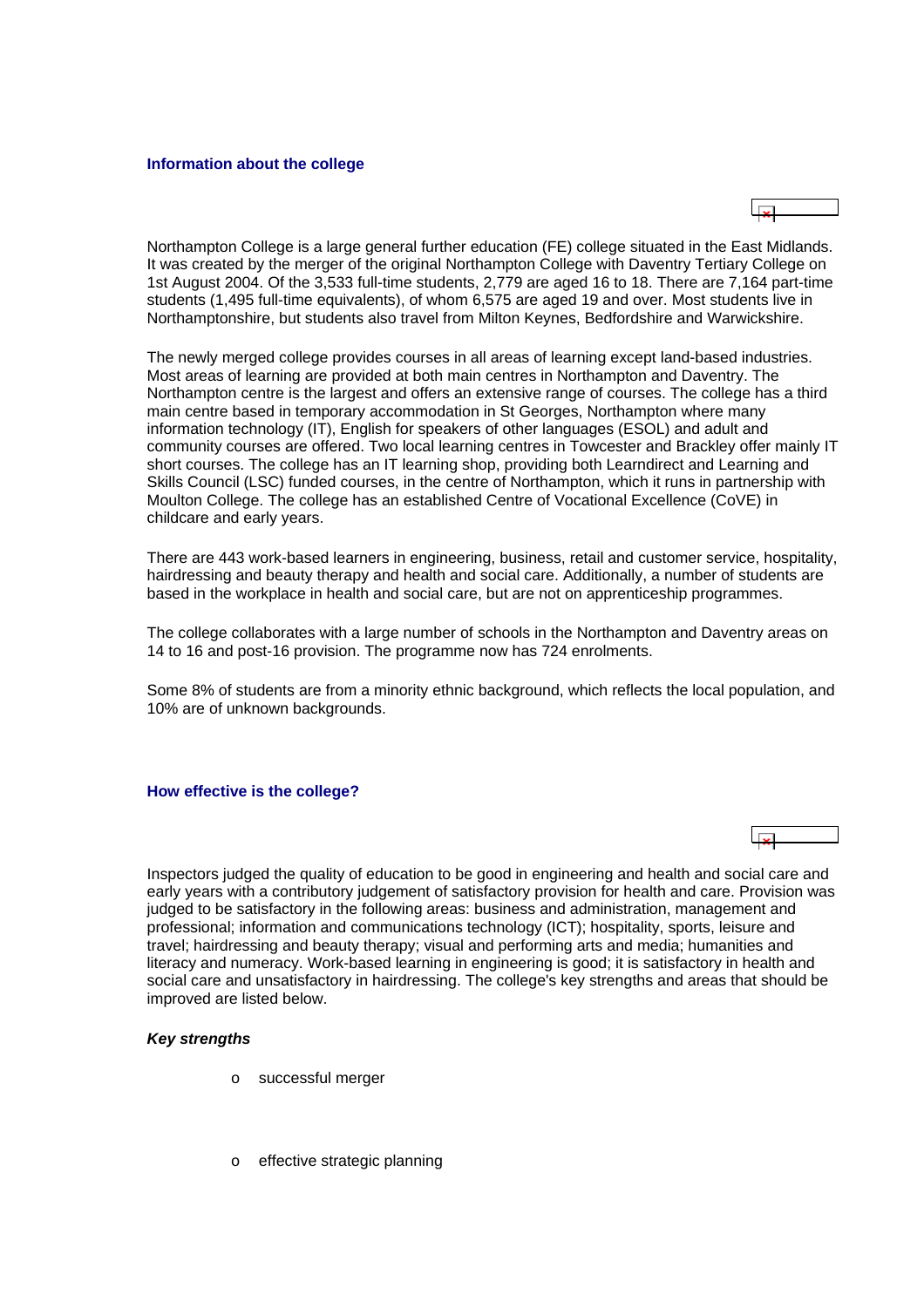### Information about the college

Northampton College is a large general further education (FE) college situated in the East Midlands. It was created by the merger of the original Northampton College with Daventry Tertiary College on 1st August 2004. Of the 3,533 full-time students, 2,779 are aged 16 to 18. There are 7,164 part-time students (1,495 full-time equivalents), of whom 6,575 are aged 19 and over. Most students live in Northamptonshire, but students also travel from Milton Keynes, Bedfordshire and Warwickshire.

The newly merged college provides courses in all areas of learning except land-based industries. Most areas of learning are provided at both main centres in Northampton and Daventry. The Northampton centre is the largest and offers an extensive range of courses. The college has a third main centre based in temporary accommodation in St Georges, Northampton where many information technology (IT), English for speakers of other languages (ESOL) and adult and community courses are offered. Two local learning centres in Towcester and Brackley offer mainly IT short courses. The college has an IT learning shop, providing both Learndirect and Learning and Skills Council (LSC) funded courses, in the centre of Northampton, which it runs in partnership with Moulton College. The college has an established Centre of Vocational Excellence (CoVE) in childcare and early years.

There are 443 work-based learners in engineering, business, retail and customer service, hospitality, hairdressing and beauty therapy and health and social care. Additionally, a number of students are based in the workplace in health and social care, but are not on apprenticeship programmes.

The college collaborates with a large number of schools in the Northampton and Daventry areas on 14 to 16 and post-16 provision. The programme now has 724 enrolments.

Some 8% of students are from a minority ethnic background, which reflects the local population, and 10% are of unknown backgrounds.

### How effective is the college?

Inspectors judged the quality of education to be good in engineering and health and social care and early years with a contributory judgement of satisfactory provision for health and care. Provision was judged to be satisfactory in the following areas: business and administration, management and professional; information and communications technology (ICT); hospitality, sports, leisure and travel; hairdressing and beauty therapy; visual and performing arts and media; humanities and literacy and numeracy. Work-based learning in engineering is good; it is satisfactory in health and social care and unsatisfactory in hairdressing. The college's key strengths and areas that should be improved are listed below.

*Key strengths*

- successful merger
- effective strategic planning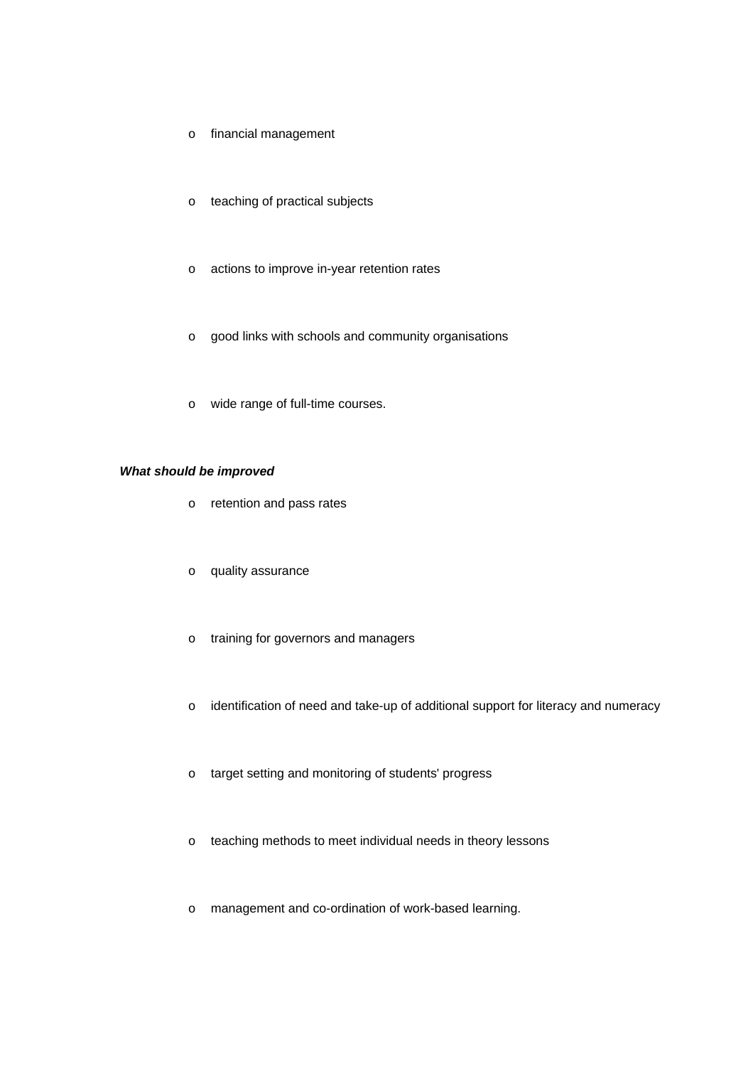- financial management
- teaching of practical subjects
- actions to improve in-year retention rates
- good links with schools and community organisations
- wide range of full-time courses.

***What should be improved***

- retention and pass rates
- quality assurance
- training for governors and managers
- identification of need and take-up of additional support for literacy and numeracy
- target setting and monitoring of students' progress
- teaching methods to meet individual needs in theory lessons
- management and co-ordination of work-based learning.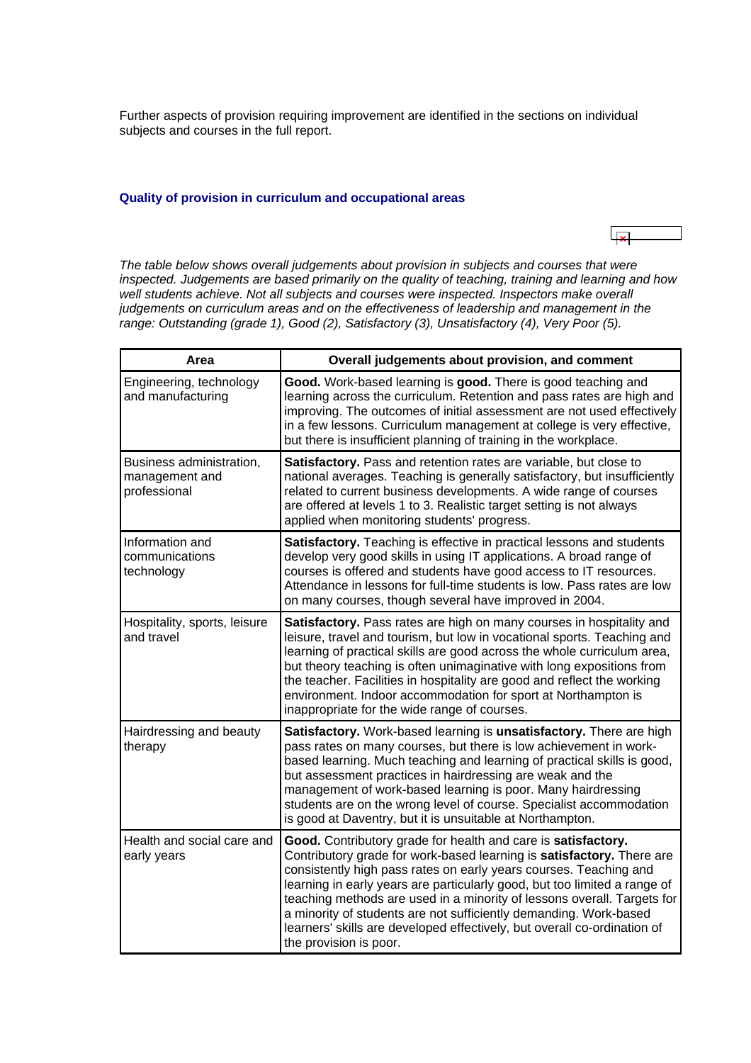Further aspects of provision requiring improvement are identified in the sections on individual subjects and courses in the full report.

### Quality of provision in curriculum and occupational areas

*The table below shows overall judgements about provision in subjects and courses that were inspected. Judgements are based primarily on the quality of teaching, training and learning and how well students achieve. Not all subjects and courses were inspected. Inspectors make overall judgements on curriculum areas and on the effectiveness of leadership and management in the range: Outstanding (grade 1), Good (2), Satisfactory (3), Unsatisfactory (4), Very Poor (5).*

| Area | Overall judgements about provision, and comment |
|---|---|
| Engineering, technology and manufacturing | **Good.** Work-based learning is **good.** There is good teaching and learning across the curriculum. Retention and pass rates are high and improving. The outcomes of initial assessment are not used effectively in a few lessons. Curriculum management at college is very effective, but there is insufficient planning of training in the workplace. |
| Business administration, management and professional | **Satisfactory.** Pass and retention rates are variable, but close to national averages. Teaching is generally satisfactory, but insufficiently related to current business developments. A wide range of courses are offered at levels 1 to 3. Realistic target setting is not always applied when monitoring students' progress. |
| Information and communications technology | **Satisfactory.** Teaching is effective in practical lessons and students develop very good skills in using IT applications. A broad range of courses is offered and students have good access to IT resources. Attendance in lessons for full-time students is low. Pass rates are low on many courses, though several have improved in 2004. |
| Hospitality, sports, leisure and travel | **Satisfactory.** Pass rates are high on many courses in hospitality and leisure, travel and tourism, but low in vocational sports. Teaching and learning of practical skills are good across the whole curriculum area, but theory teaching is often unimaginative with long expositions from the teacher. Facilities in hospitality are good and reflect the working environment. Indoor accommodation for sport at Northampton is inappropriate for the wide range of courses. |
| Hairdressing and beauty therapy | **Satisfactory.** Work-based learning is **unsatisfactory.** There are high pass rates on many courses, but there is low achievement in work-based learning. Much teaching and learning of practical skills is good, but assessment practices in hairdressing are weak and the management of work-based learning is poor. Many hairdressing students are on the wrong level of course. Specialist accommodation is good at Daventry, but it is unsuitable at Northampton. |
| Health and social care and early years | **Good.** Contributory grade for health and care is **satisfactory.** Contributory grade for work-based learning is **satisfactory.** There are consistently high pass rates on early years courses. Teaching and learning in early years are particularly good, but too limited a range of teaching methods are used in a minority of lessons overall. Targets for a minority of students are not sufficiently demanding. Work-based learners' skills are developed effectively, but overall co-ordination of the provision is poor. |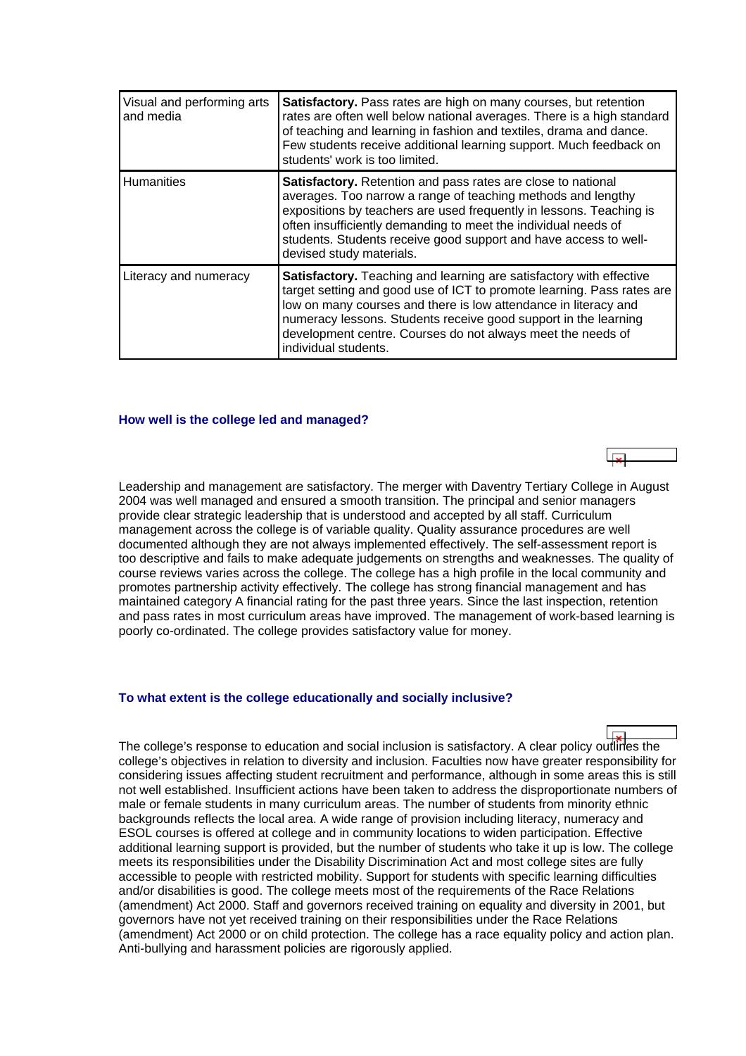| Visual and performing arts and media | **Satisfactory.** Pass rates are high on many courses, but retention rates are often well below national averages. There is a high standard of teaching and learning in fashion and textiles, drama and dance. Few students receive additional learning support. Much feedback on students' work is too limited. |
|---|---|
| Humanities | **Satisfactory.** Retention and pass rates are close to national averages. Too narrow a range of teaching methods and lengthy expositions by teachers are used frequently in lessons. Teaching is often insufficiently demanding to meet the individual needs of students. Students receive good support and have access to well-devised study materials. |
| Literacy and numeracy | **Satisfactory.** Teaching and learning are satisfactory with effective target setting and good use of ICT to promote learning. Pass rates are low on many courses and there is low attendance in literacy and numeracy lessons. Students receive good support in the learning development centre. Courses do not always meet the needs of individual students. |

### How well is the college led and managed?

Leadership and management are satisfactory. The merger with Daventry Tertiary College in August 2004 was well managed and ensured a smooth transition. The principal and senior managers provide clear strategic leadership that is understood and accepted by all staff. Curriculum management across the college is of variable quality. Quality assurance procedures are well documented although they are not always implemented effectively. The self-assessment report is too descriptive and fails to make adequate judgements on strengths and weaknesses. The quality of course reviews varies across the college. The college has a high profile in the local community and promotes partnership activity effectively. The college has strong financial management and has maintained category A financial rating for the past three years. Since the last inspection, retention and pass rates in most curriculum areas have improved. The management of work-based learning is poorly co-ordinated. The college provides satisfactory value for money.

### To what extent is the college educationally and socially inclusive?

The college's response to education and social inclusion is satisfactory. A clear policy outlines the college's objectives in relation to diversity and inclusion. Faculties now have greater responsibility for considering issues affecting student recruitment and performance, although in some areas this is still not well established. Insufficient actions have been taken to address the disproportionate numbers of male or female students in many curriculum areas. The number of students from minority ethnic backgrounds reflects the local area. A wide range of provision including literacy, numeracy and ESOL courses is offered at college and in community locations to widen participation. Effective additional learning support is provided, but the number of students who take it up is low. The college meets its responsibilities under the Disability Discrimination Act and most college sites are fully accessible to people with restricted mobility. Support for students with specific learning difficulties and/or disabilities is good. The college meets most of the requirements of the Race Relations (amendment) Act 2000. Staff and governors received training on equality and diversity in 2001, but governors have not yet received training on their responsibilities under the Race Relations (amendment) Act 2000 or on child protection. The college has a race equality policy and action plan. Anti-bullying and harassment policies are rigorously applied.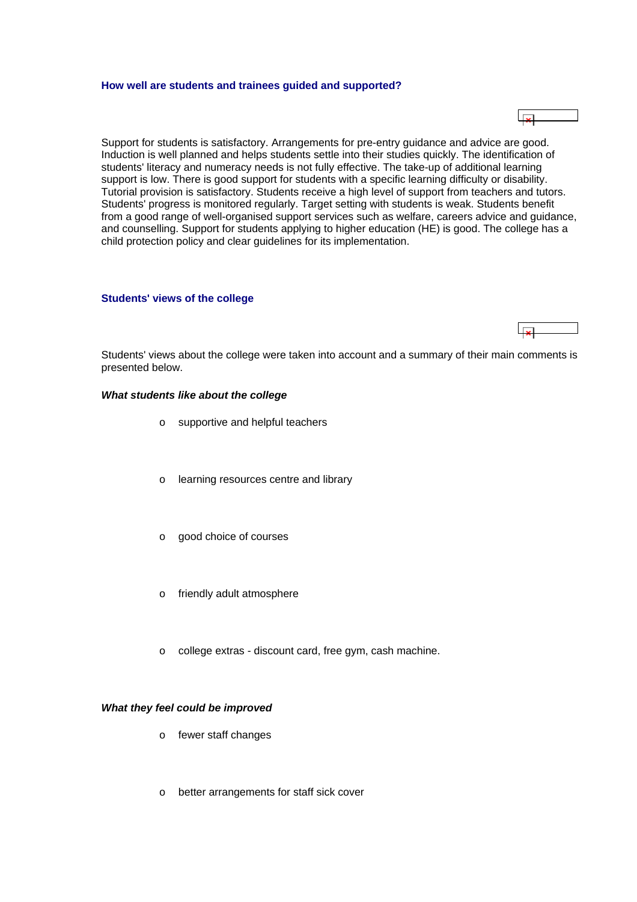### How well are students and trainees guided and supported?

Support for students is satisfactory. Arrangements for pre-entry guidance and advice are good. Induction is well planned and helps students settle into their studies quickly. The identification of students' literacy and numeracy needs is not fully effective. The take-up of additional learning support is low. There is good support for students with a specific learning difficulty or disability. Tutorial provision is satisfactory. Students receive a high level of support from teachers and tutors. Students' progress is monitored regularly. Target setting with students is weak. Students benefit from a good range of well-organised support services such as welfare, careers advice and guidance, and counselling. Support for students applying to higher education (HE) is good. The college has a child protection policy and clear guidelines for its implementation.

### Students' views of the college

Students' views about the college were taken into account and a summary of their main comments is presented below.

***What students like about the college***

- supportive and helpful teachers
- learning resources centre and library
- good choice of courses
- friendly adult atmosphere
- college extras - discount card, free gym, cash machine.

***What they feel could be improved***

- fewer staff changes
- better arrangements for staff sick cover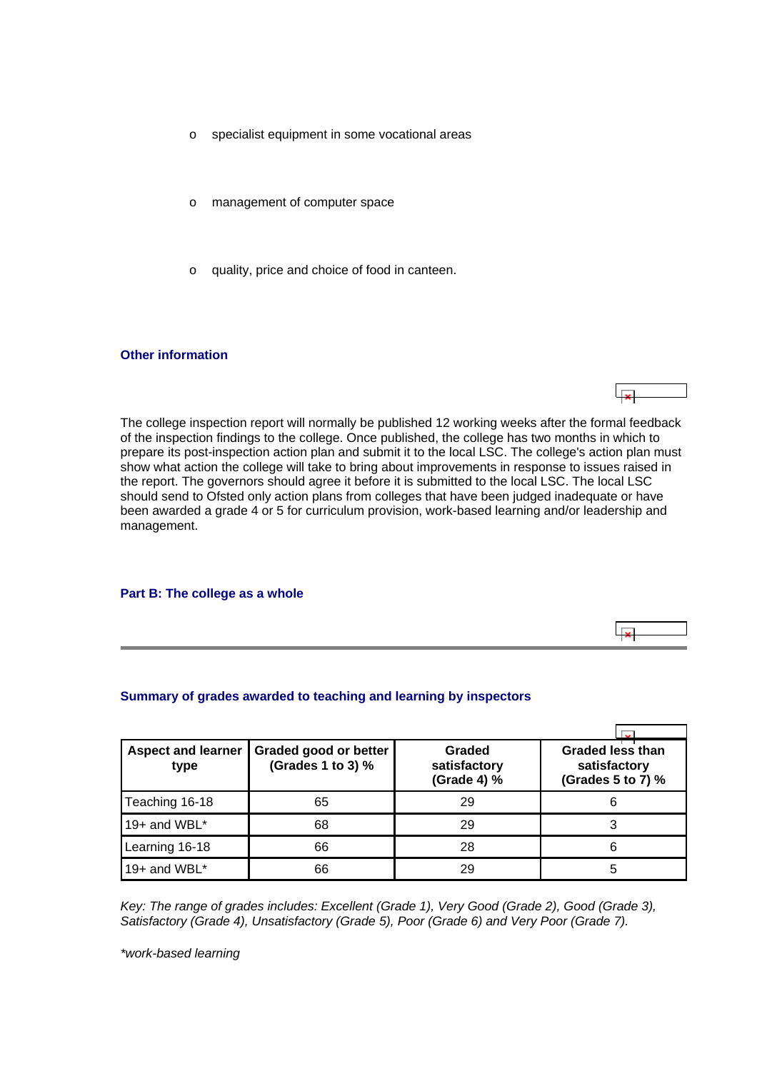- specialist equipment in some vocational areas
- management of computer space
- quality, price and choice of food in canteen.

### Other information

The college inspection report will normally be published 12 working weeks after the formal feedback of the inspection findings to the college. Once published, the college has two months in which to prepare its post-inspection action plan and submit it to the local LSC. The college's action plan must show what action the college will take to bring about improvements in response to issues raised in the report. The governors should agree it before it is submitted to the local LSC. The local LSC should send to Ofsted only action plans from colleges that have been judged inadequate or have been awarded a grade 4 or 5 for curriculum provision, work-based learning and/or leadership and management.

## Part B: The college as a whole

### Summary of grades awarded to teaching and learning by inspectors

| Aspect and learner type | Graded good or better (Grades 1 to 3) % | Graded satisfactory (Grade 4) % | Graded less than satisfactory (Grades 5 to 7) % |
|---|---|---|---|
| Teaching 16-18 | 65 | 29 | 6 |
| 19+ and WBL* | 68 | 29 | 3 |
| Learning 16-18 | 66 | 28 | 6 |
| 19+ and WBL* | 66 | 29 | 5 |

*Key: The range of grades includes: Excellent (Grade 1), Very Good (Grade 2), Good (Grade 3), Satisfactory (Grade 4), Unsatisfactory (Grade 5), Poor (Grade 6) and Very Poor (Grade 7).*

*\*work-based learning*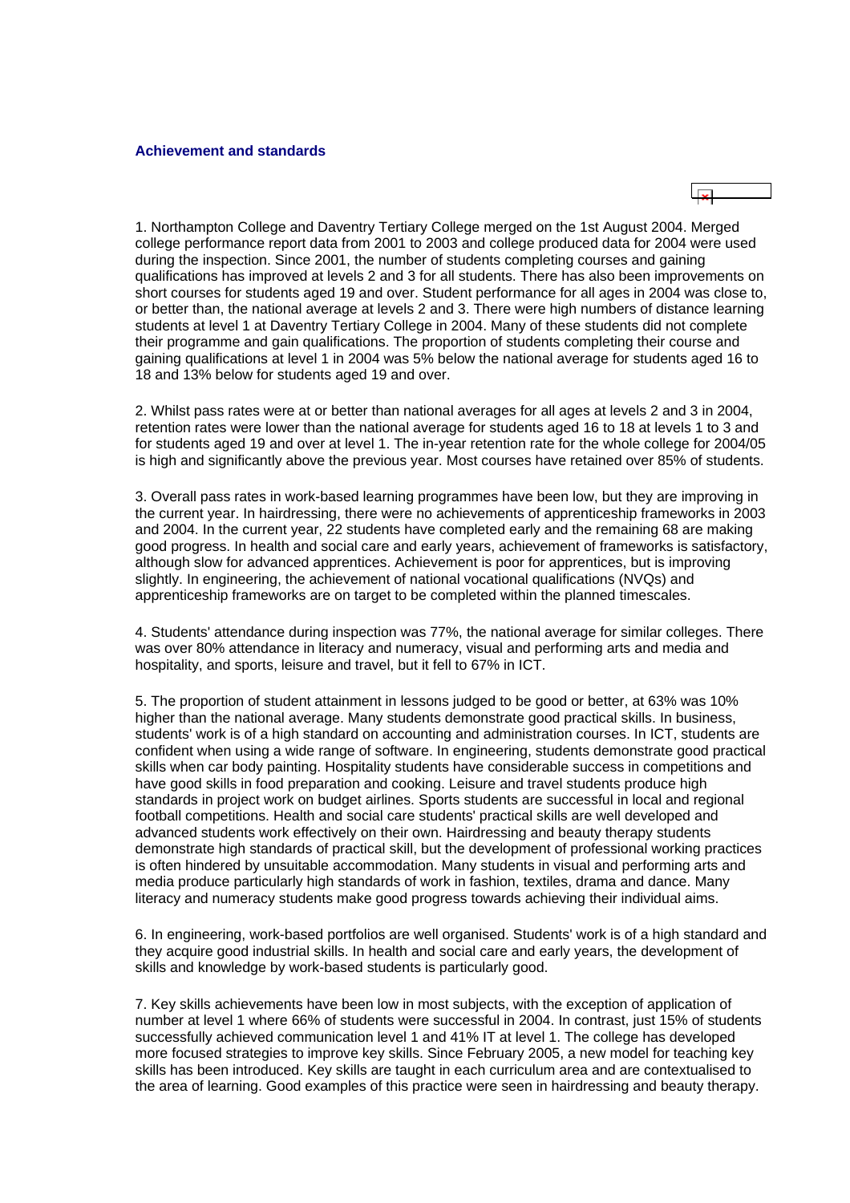### Achievement and standards

1. Northampton College and Daventry Tertiary College merged on the 1st August 2004. Merged college performance report data from 2001 to 2003 and college produced data for 2004 were used during the inspection. Since 2001, the number of students completing courses and gaining qualifications has improved at levels 2 and 3 for all students. There has also been improvements on short courses for students aged 19 and over. Student performance for all ages in 2004 was close to, or better than, the national average at levels 2 and 3. There were high numbers of distance learning students at level 1 at Daventry Tertiary College in 2004. Many of these students did not complete their programme and gain qualifications. The proportion of students completing their course and gaining qualifications at level 1 in 2004 was 5% below the national average for students aged 16 to 18 and 13% below for students aged 19 and over.

2. Whilst pass rates were at or better than national averages for all ages at levels 2 and 3 in 2004, retention rates were lower than the national average for students aged 16 to 18 at levels 1 to 3 and for students aged 19 and over at level 1. The in-year retention rate for the whole college for 2004/05 is high and significantly above the previous year. Most courses have retained over 85% of students.

3. Overall pass rates in work-based learning programmes have been low, but they are improving in the current year. In hairdressing, there were no achievements of apprenticeship frameworks in 2003 and 2004. In the current year, 22 students have completed early and the remaining 68 are making good progress. In health and social care and early years, achievement of frameworks is satisfactory, although slow for advanced apprentices. Achievement is poor for apprentices, but is improving slightly. In engineering, the achievement of national vocational qualifications (NVQs) and apprenticeship frameworks are on target to be completed within the planned timescales.

4. Students' attendance during inspection was 77%, the national average for similar colleges. There was over 80% attendance in literacy and numeracy, visual and performing arts and media and hospitality, and sports, leisure and travel, but it fell to 67% in ICT.

5. The proportion of student attainment in lessons judged to be good or better, at 63% was 10% higher than the national average. Many students demonstrate good practical skills. In business, students' work is of a high standard on accounting and administration courses. In ICT, students are confident when using a wide range of software. In engineering, students demonstrate good practical skills when car body painting. Hospitality students have considerable success in competitions and have good skills in food preparation and cooking. Leisure and travel students produce high standards in project work on budget airlines. Sports students are successful in local and regional football competitions. Health and social care students' practical skills are well developed and advanced students work effectively on their own. Hairdressing and beauty therapy students demonstrate high standards of practical skill, but the development of professional working practices is often hindered by unsuitable accommodation. Many students in visual and performing arts and media produce particularly high standards of work in fashion, textiles, drama and dance. Many literacy and numeracy students make good progress towards achieving their individual aims.

6. In engineering, work-based portfolios are well organised. Students' work is of a high standard and they acquire good industrial skills. In health and social care and early years, the development of skills and knowledge by work-based students is particularly good.

7. Key skills achievements have been low in most subjects, with the exception of application of number at level 1 where 66% of students were successful in 2004. In contrast, just 15% of students successfully achieved communication level 1 and 41% IT at level 1. The college has developed more focused strategies to improve key skills. Since February 2005, a new model for teaching key skills has been introduced. Key skills are taught in each curriculum area and are contextualised to the area of learning. Good examples of this practice were seen in hairdressing and beauty therapy.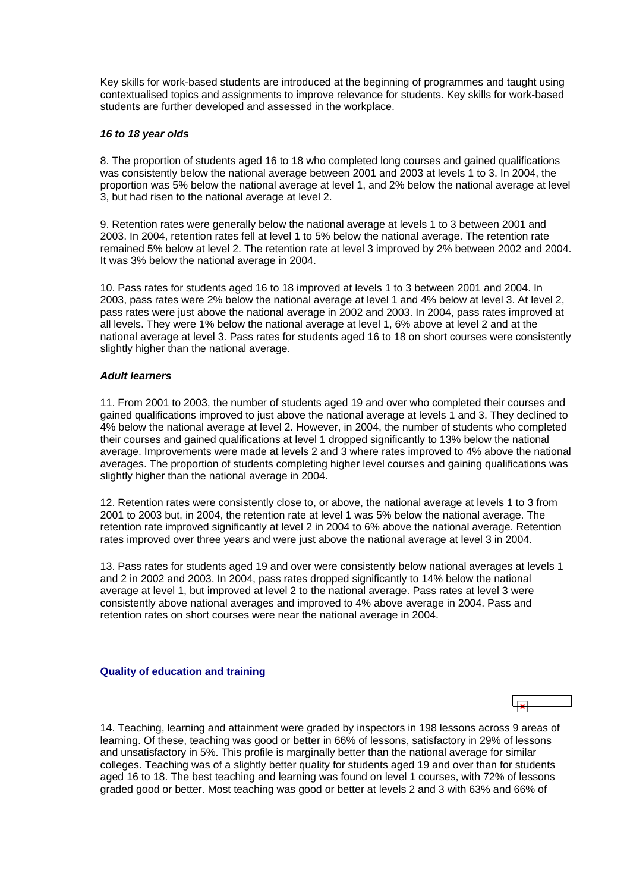Key skills for work-based students are introduced at the beginning of programmes and taught using contextualised topics and assignments to improve relevance for students. Key skills for work-based students are further developed and assessed in the workplace.

### *16 to 18 year olds*

8. The proportion of students aged 16 to 18 who completed long courses and gained qualifications was consistently below the national average between 2001 and 2003 at levels 1 to 3. In 2004, the proportion was 5% below the national average at level 1, and 2% below the national average at level 3, but had risen to the national average at level 2.

9. Retention rates were generally below the national average at levels 1 to 3 between 2001 and 2003. In 2004, retention rates fell at level 1 to 5% below the national average. The retention rate remained 5% below at level 2. The retention rate at level 3 improved by 2% between 2002 and 2004. It was 3% below the national average in 2004.

10. Pass rates for students aged 16 to 18 improved at levels 1 to 3 between 2001 and 2004. In 2003, pass rates were 2% below the national average at level 1 and 4% below at level 3. At level 2, pass rates were just above the national average in 2002 and 2003. In 2004, pass rates improved at all levels. They were 1% below the national average at level 1, 6% above at level 2 and at the national average at level 3. Pass rates for students aged 16 to 18 on short courses were consistently slightly higher than the national average.

### *Adult learners*

11. From 2001 to 2003, the number of students aged 19 and over who completed their courses and gained qualifications improved to just above the national average at levels 1 and 3. They declined to 4% below the national average at level 2. However, in 2004, the number of students who completed their courses and gained qualifications at level 1 dropped significantly to 13% below the national average. Improvements were made at levels 2 and 3 where rates improved to 4% above the national averages. The proportion of students completing higher level courses and gaining qualifications was slightly higher than the national average in 2004.

12. Retention rates were consistently close to, or above, the national average at levels 1 to 3 from 2001 to 2003 but, in 2004, the retention rate at level 1 was 5% below the national average. The retention rate improved significantly at level 2 in 2004 to 6% above the national average. Retention rates improved over three years and were just above the national average at level 3 in 2004.

13. Pass rates for students aged 19 and over were consistently below national averages at levels 1 and 2 in 2002 and 2003. In 2004, pass rates dropped significantly to 14% below the national average at level 1, but improved at level 2 to the national average. Pass rates at level 3 were consistently above national averages and improved to 4% above average in 2004. Pass and retention rates on short courses were near the national average in 2004.

## Quality of education and training

14. Teaching, learning and attainment were graded by inspectors in 198 lessons across 9 areas of learning. Of these, teaching was good or better in 66% of lessons, satisfactory in 29% of lessons and unsatisfactory in 5%. This profile is marginally better than the national average for similar colleges. Teaching was of a slightly better quality for students aged 19 and over than for students aged 16 to 18. The best teaching and learning was found on level 1 courses, with 72% of lessons graded good or better. Most teaching was good or better at levels 2 and 3 with 63% and 66% of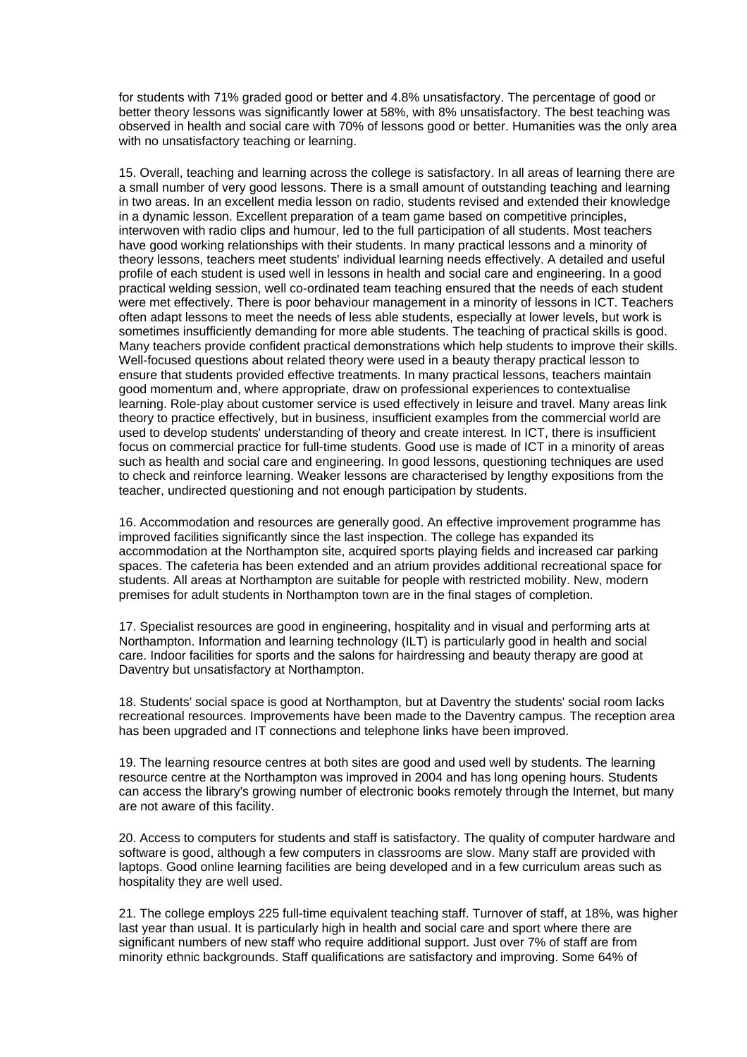for students with 71% graded good or better and 4.8% unsatisfactory. The percentage of good or better theory lessons was significantly lower at 58%, with 8% unsatisfactory. The best teaching was observed in health and social care with 70% of lessons good or better. Humanities was the only area with no unsatisfactory teaching or learning.

15. Overall, teaching and learning across the college is satisfactory. In all areas of learning there are a small number of very good lessons. There is a small amount of outstanding teaching and learning in two areas. In an excellent media lesson on radio, students revised and extended their knowledge in a dynamic lesson. Excellent preparation of a team game based on competitive principles, interwoven with radio clips and humour, led to the full participation of all students. Most teachers have good working relationships with their students. In many practical lessons and a minority of theory lessons, teachers meet students' individual learning needs effectively. A detailed and useful profile of each student is used well in lessons in health and social care and engineering. In a good practical welding session, well co-ordinated team teaching ensured that the needs of each student were met effectively. There is poor behaviour management in a minority of lessons in ICT. Teachers often adapt lessons to meet the needs of less able students, especially at lower levels, but work is sometimes insufficiently demanding for more able students. The teaching of practical skills is good. Many teachers provide confident practical demonstrations which help students to improve their skills. Well-focused questions about related theory were used in a beauty therapy practical lesson to ensure that students provided effective treatments. In many practical lessons, teachers maintain good momentum and, where appropriate, draw on professional experiences to contextualise learning. Role-play about customer service is used effectively in leisure and travel. Many areas link theory to practice effectively, but in business, insufficient examples from the commercial world are used to develop students' understanding of theory and create interest. In ICT, there is insufficient focus on commercial practice for full-time students. Good use is made of ICT in a minority of areas such as health and social care and engineering. In good lessons, questioning techniques are used to check and reinforce learning. Weaker lessons are characterised by lengthy expositions from the teacher, undirected questioning and not enough participation by students.

16. Accommodation and resources are generally good. An effective improvement programme has improved facilities significantly since the last inspection. The college has expanded its accommodation at the Northampton site, acquired sports playing fields and increased car parking spaces. The cafeteria has been extended and an atrium provides additional recreational space for students. All areas at Northampton are suitable for people with restricted mobility. New, modern premises for adult students in Northampton town are in the final stages of completion.

17. Specialist resources are good in engineering, hospitality and in visual and performing arts at Northampton. Information and learning technology (ILT) is particularly good in health and social care. Indoor facilities for sports and the salons for hairdressing and beauty therapy are good at Daventry but unsatisfactory at Northampton.

18. Students' social space is good at Northampton, but at Daventry the students' social room lacks recreational resources. Improvements have been made to the Daventry campus. The reception area has been upgraded and IT connections and telephone links have been improved.

19. The learning resource centres at both sites are good and used well by students. The learning resource centre at the Northampton was improved in 2004 and has long opening hours. Students can access the library's growing number of electronic books remotely through the Internet, but many are not aware of this facility.

20. Access to computers for students and staff is satisfactory. The quality of computer hardware and software is good, although a few computers in classrooms are slow. Many staff are provided with laptops. Good online learning facilities are being developed and in a few curriculum areas such as hospitality they are well used.

21. The college employs 225 full-time equivalent teaching staff. Turnover of staff, at 18%, was higher last year than usual. It is particularly high in health and social care and sport where there are significant numbers of new staff who require additional support. Just over 7% of staff are from minority ethnic backgrounds. Staff qualifications are satisfactory and improving. Some 64% of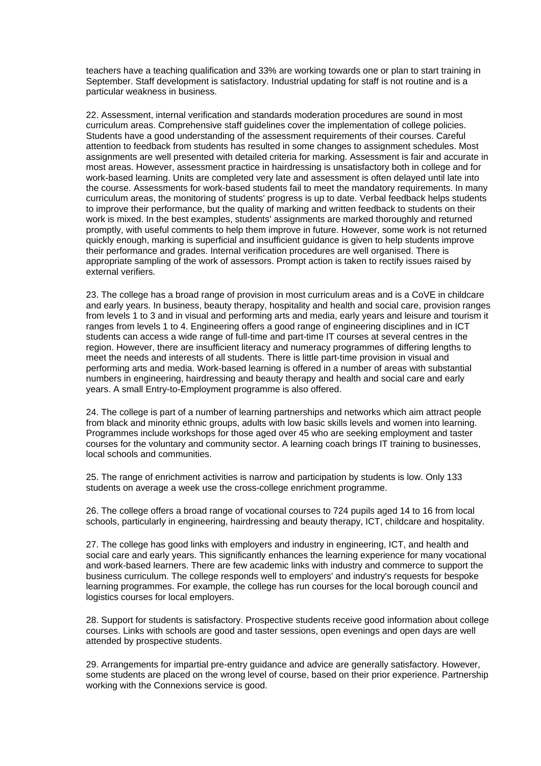teachers have a teaching qualification and 33% are working towards one or plan to start training in September. Staff development is satisfactory. Industrial updating for staff is not routine and is a particular weakness in business.

22. Assessment, internal verification and standards moderation procedures are sound in most curriculum areas. Comprehensive staff guidelines cover the implementation of college policies. Students have a good understanding of the assessment requirements of their courses. Careful attention to feedback from students has resulted in some changes to assignment schedules. Most assignments are well presented with detailed criteria for marking. Assessment is fair and accurate in most areas. However, assessment practice in hairdressing is unsatisfactory both in college and for work-based learning. Units are completed very late and assessment is often delayed until late into the course. Assessments for work-based students fail to meet the mandatory requirements. In many curriculum areas, the monitoring of students' progress is up to date. Verbal feedback helps students to improve their performance, but the quality of marking and written feedback to students on their work is mixed. In the best examples, students' assignments are marked thoroughly and returned promptly, with useful comments to help them improve in future. However, some work is not returned quickly enough, marking is superficial and insufficient guidance is given to help students improve their performance and grades. Internal verification procedures are well organised. There is appropriate sampling of the work of assessors. Prompt action is taken to rectify issues raised by external verifiers.

23. The college has a broad range of provision in most curriculum areas and is a CoVE in childcare and early years. In business, beauty therapy, hospitality and health and social care, provision ranges from levels 1 to 3 and in visual and performing arts and media, early years and leisure and tourism it ranges from levels 1 to 4. Engineering offers a good range of engineering disciplines and in ICT students can access a wide range of full-time and part-time IT courses at several centres in the region. However, there are insufficient literacy and numeracy programmes of differing lengths to meet the needs and interests of all students. There is little part-time provision in visual and performing arts and media. Work-based learning is offered in a number of areas with substantial numbers in engineering, hairdressing and beauty therapy and health and social care and early years. A small Entry-to-Employment programme is also offered.

24. The college is part of a number of learning partnerships and networks which aim attract people from black and minority ethnic groups, adults with low basic skills levels and women into learning. Programmes include workshops for those aged over 45 who are seeking employment and taster courses for the voluntary and community sector. A learning coach brings IT training to businesses, local schools and communities.

25. The range of enrichment activities is narrow and participation by students is low. Only 133 students on average a week use the cross-college enrichment programme.

26. The college offers a broad range of vocational courses to 724 pupils aged 14 to 16 from local schools, particularly in engineering, hairdressing and beauty therapy, ICT, childcare and hospitality.

27. The college has good links with employers and industry in engineering, ICT, and health and social care and early years. This significantly enhances the learning experience for many vocational and work-based learners. There are few academic links with industry and commerce to support the business curriculum. The college responds well to employers' and industry's requests for bespoke learning programmes. For example, the college has run courses for the local borough council and logistics courses for local employers.

28. Support for students is satisfactory. Prospective students receive good information about college courses. Links with schools are good and taster sessions, open evenings and open days are well attended by prospective students.

29. Arrangements for impartial pre-entry guidance and advice are generally satisfactory. However, some students are placed on the wrong level of course, based on their prior experience. Partnership working with the Connexions service is good.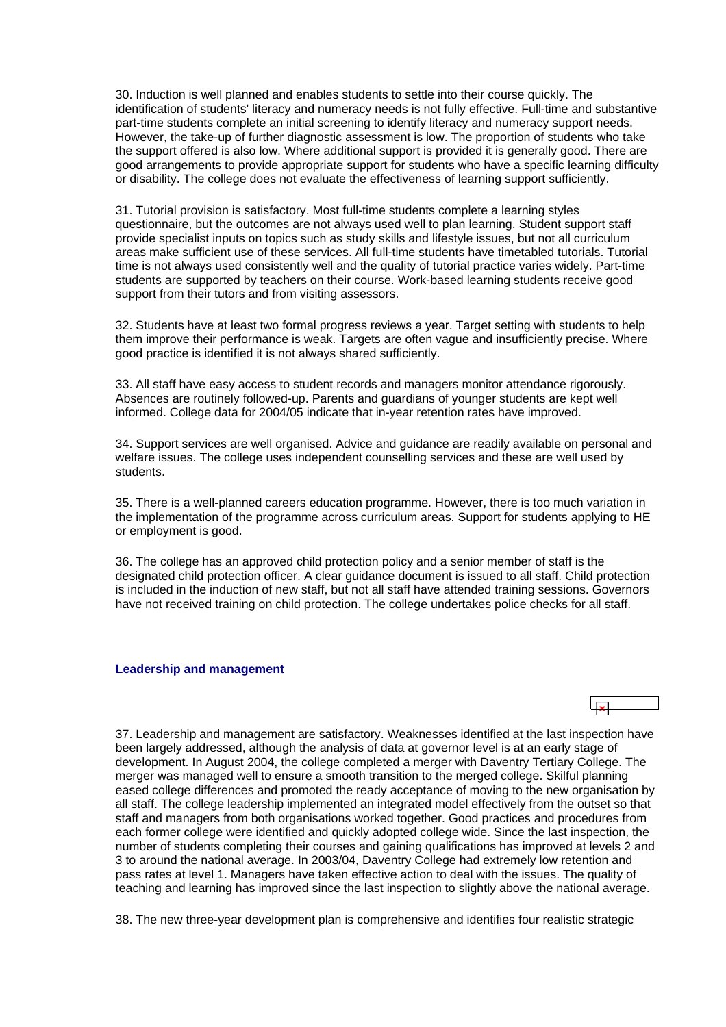30. Induction is well planned and enables students to settle into their course quickly. The identification of students' literacy and numeracy needs is not fully effective. Full-time and substantive part-time students complete an initial screening to identify literacy and numeracy support needs. However, the take-up of further diagnostic assessment is low. The proportion of students who take the support offered is also low. Where additional support is provided it is generally good. There are good arrangements to provide appropriate support for students who have a specific learning difficulty or disability. The college does not evaluate the effectiveness of learning support sufficiently.

31. Tutorial provision is satisfactory. Most full-time students complete a learning styles questionnaire, but the outcomes are not always used well to plan learning. Student support staff provide specialist inputs on topics such as study skills and lifestyle issues, but not all curriculum areas make sufficient use of these services. All full-time students have timetabled tutorials. Tutorial time is not always used consistently well and the quality of tutorial practice varies widely. Part-time students are supported by teachers on their course. Work-based learning students receive good support from their tutors and from visiting assessors.

32. Students have at least two formal progress reviews a year. Target setting with students to help them improve their performance is weak. Targets are often vague and insufficiently precise. Where good practice is identified it is not always shared sufficiently.

33. All staff have easy access to student records and managers monitor attendance rigorously. Absences are routinely followed-up. Parents and guardians of younger students are kept well informed. College data for 2004/05 indicate that in-year retention rates have improved.

34. Support services are well organised. Advice and guidance are readily available on personal and welfare issues. The college uses independent counselling services and these are well used by students.

35. There is a well-planned careers education programme. However, there is too much variation in the implementation of the programme across curriculum areas. Support for students applying to HE or employment is good.

36. The college has an approved child protection policy and a senior member of staff is the designated child protection officer. A clear guidance document is issued to all staff. Child protection is included in the induction of new staff, but not all staff have attended training sessions. Governors have not received training on child protection. The college undertakes police checks for all staff.

### Leadership and management

37. Leadership and management are satisfactory. Weaknesses identified at the last inspection have been largely addressed, although the analysis of data at governor level is at an early stage of development. In August 2004, the college completed a merger with Daventry Tertiary College. The merger was managed well to ensure a smooth transition to the merged college. Skilful planning eased college differences and promoted the ready acceptance of moving to the new organisation by all staff. The college leadership implemented an integrated model effectively from the outset so that staff and managers from both organisations worked together. Good practices and procedures from each former college were identified and quickly adopted college wide. Since the last inspection, the number of students completing their courses and gaining qualifications has improved at levels 2 and 3 to around the national average. In 2003/04, Daventry College had extremely low retention and pass rates at level 1. Managers have taken effective action to deal with the issues. The quality of teaching and learning has improved since the last inspection to slightly above the national average.

38. The new three-year development plan is comprehensive and identifies four realistic strategic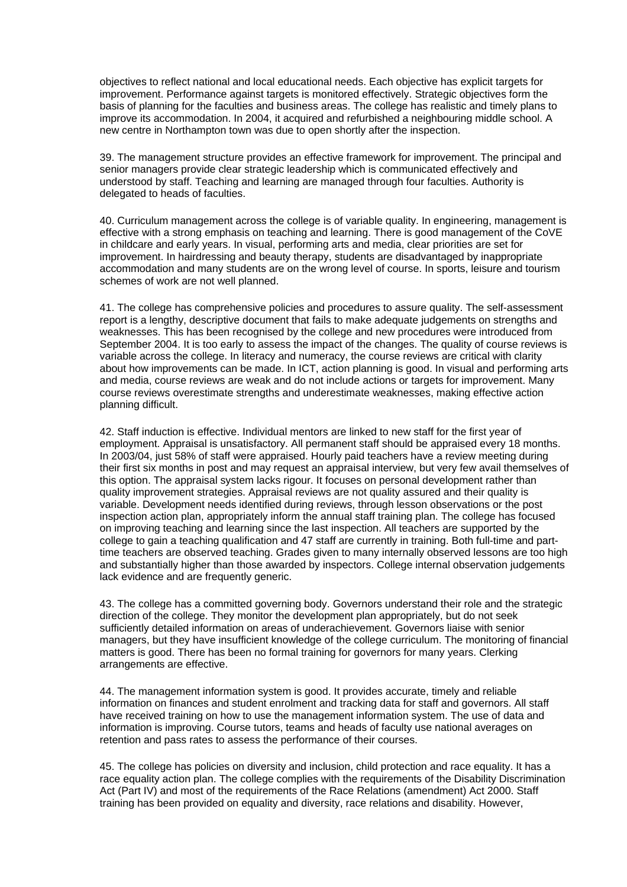objectives to reflect national and local educational needs. Each objective has explicit targets for improvement. Performance against targets is monitored effectively. Strategic objectives form the basis of planning for the faculties and business areas. The college has realistic and timely plans to improve its accommodation. In 2004, it acquired and refurbished a neighbouring middle school. A new centre in Northampton town was due to open shortly after the inspection.

39. The management structure provides an effective framework for improvement. The principal and senior managers provide clear strategic leadership which is communicated effectively and understood by staff. Teaching and learning are managed through four faculties. Authority is delegated to heads of faculties.

40. Curriculum management across the college is of variable quality. In engineering, management is effective with a strong emphasis on teaching and learning. There is good management of the CoVE in childcare and early years. In visual, performing arts and media, clear priorities are set for improvement. In hairdressing and beauty therapy, students are disadvantaged by inappropriate accommodation and many students are on the wrong level of course. In sports, leisure and tourism schemes of work are not well planned.

41. The college has comprehensive policies and procedures to assure quality. The self-assessment report is a lengthy, descriptive document that fails to make adequate judgements on strengths and weaknesses. This has been recognised by the college and new procedures were introduced from September 2004. It is too early to assess the impact of the changes. The quality of course reviews is variable across the college. In literacy and numeracy, the course reviews are critical with clarity about how improvements can be made. In ICT, action planning is good. In visual and performing arts and media, course reviews are weak and do not include actions or targets for improvement. Many course reviews overestimate strengths and underestimate weaknesses, making effective action planning difficult.

42. Staff induction is effective. Individual mentors are linked to new staff for the first year of employment. Appraisal is unsatisfactory. All permanent staff should be appraised every 18 months. In 2003/04, just 58% of staff were appraised. Hourly paid teachers have a review meeting during their first six months in post and may request an appraisal interview, but very few avail themselves of this option. The appraisal system lacks rigour. It focuses on personal development rather than quality improvement strategies. Appraisal reviews are not quality assured and their quality is variable. Development needs identified during reviews, through lesson observations or the post inspection action plan, appropriately inform the annual staff training plan. The college has focused on improving teaching and learning since the last inspection. All teachers are supported by the college to gain a teaching qualification and 47 staff are currently in training. Both full-time and part-time teachers are observed teaching. Grades given to many internally observed lessons are too high and substantially higher than those awarded by inspectors. College internal observation judgements lack evidence and are frequently generic.

43. The college has a committed governing body. Governors understand their role and the strategic direction of the college. They monitor the development plan appropriately, but do not seek sufficiently detailed information on areas of underachievement. Governors liaise with senior managers, but they have insufficient knowledge of the college curriculum. The monitoring of financial matters is good. There has been no formal training for governors for many years. Clerking arrangements are effective.

44. The management information system is good. It provides accurate, timely and reliable information on finances and student enrolment and tracking data for staff and governors. All staff have received training on how to use the management information system. The use of data and information is improving. Course tutors, teams and heads of faculty use national averages on retention and pass rates to assess the performance of their courses.

45. The college has policies on diversity and inclusion, child protection and race equality. It has a race equality action plan. The college complies with the requirements of the Disability Discrimination Act (Part IV) and most of the requirements of the Race Relations (amendment) Act 2000. Staff training has been provided on equality and diversity, race relations and disability. However,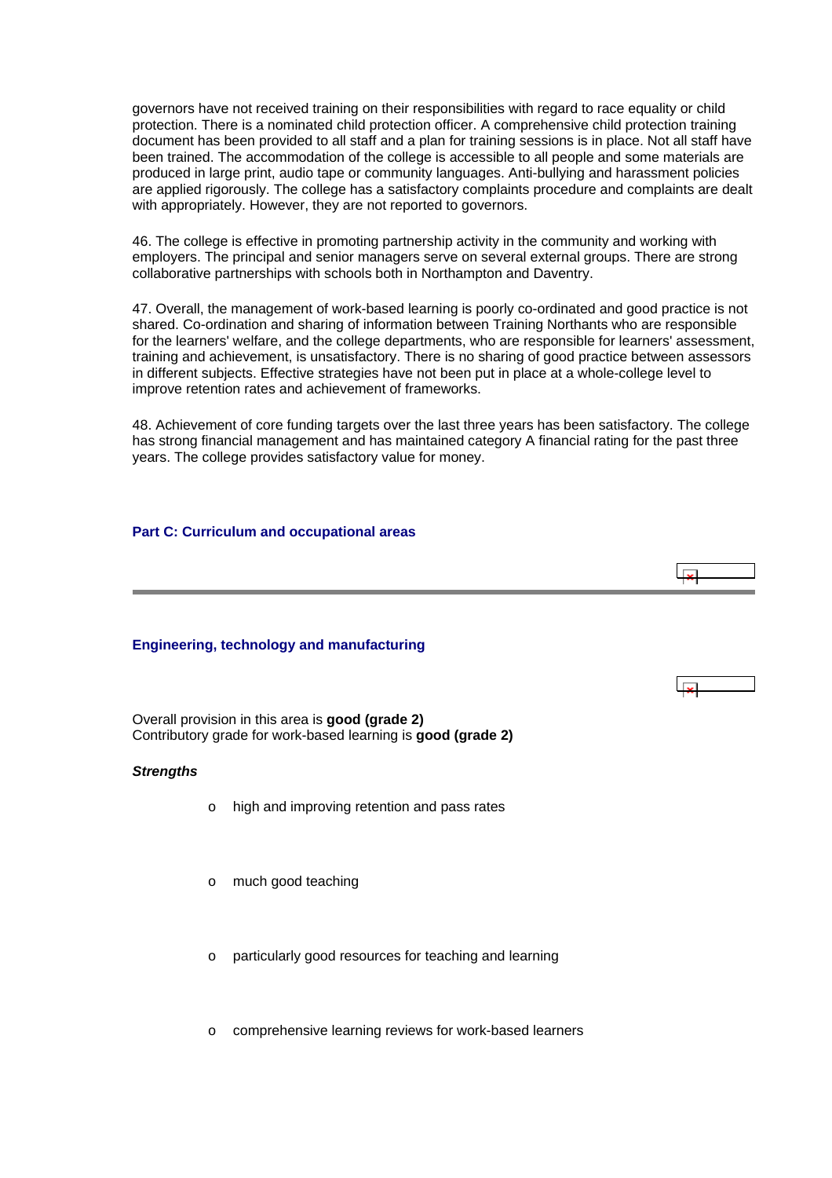governors have not received training on their responsibilities with regard to race equality or child protection. There is a nominated child protection officer. A comprehensive child protection training document has been provided to all staff and a plan for training sessions is in place. Not all staff have been trained. The accommodation of the college is accessible to all people and some materials are produced in large print, audio tape or community languages. Anti-bullying and harassment policies are applied rigorously. The college has a satisfactory complaints procedure and complaints are dealt with appropriately. However, they are not reported to governors.

46. The college is effective in promoting partnership activity in the community and working with employers. The principal and senior managers serve on several external groups. There are strong collaborative partnerships with schools both in Northampton and Daventry.

47. Overall, the management of work-based learning is poorly co-ordinated and good practice is not shared. Co-ordination and sharing of information between Training Northants who are responsible for the learners' welfare, and the college departments, who are responsible for learners' assessment, training and achievement, is unsatisfactory. There is no sharing of good practice between assessors in different subjects. Effective strategies have not been put in place at a whole-college level to improve retention rates and achievement of frameworks.

48. Achievement of core funding targets over the last three years has been satisfactory. The college has strong financial management and has maintained category A financial rating for the past three years. The college provides satisfactory value for money.

## Part C: Curriculum and occupational areas

### Engineering, technology and manufacturing

Overall provision in this area is **good (grade 2)**
Contributory grade for work-based learning is **good (grade 2)**

***Strengths***

- high and improving retention and pass rates
- much good teaching
- particularly good resources for teaching and learning
- comprehensive learning reviews for work-based learners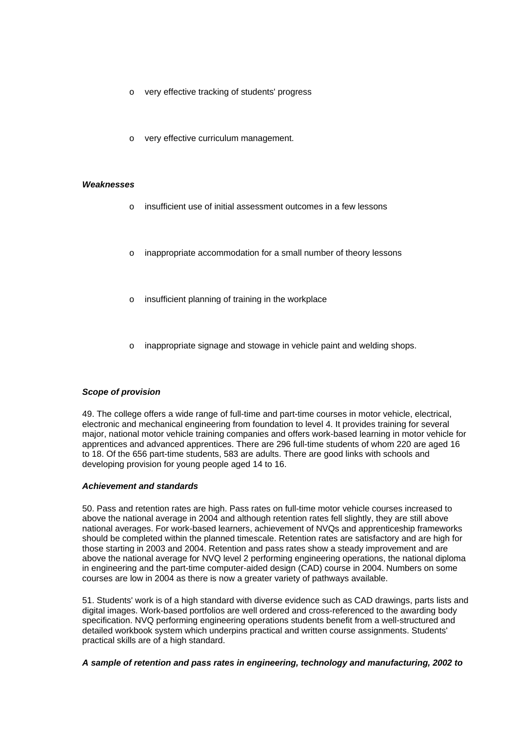- very effective tracking of students' progress
- very effective curriculum management.

***Weaknesses***

- insufficient use of initial assessment outcomes in a few lessons
- inappropriate accommodation for a small number of theory lessons
- insufficient planning of training in the workplace
- inappropriate signage and stowage in vehicle paint and welding shops.

***Scope of provision***

49. The college offers a wide range of full-time and part-time courses in motor vehicle, electrical, electronic and mechanical engineering from foundation to level 4. It provides training for several major, national motor vehicle training companies and offers work-based learning in motor vehicle for apprentices and advanced apprentices. There are 296 full-time students of whom 220 are aged 16 to 18. Of the 656 part-time students, 583 are adults. There are good links with schools and developing provision for young people aged 14 to 16.

***Achievement and standards***

50. Pass and retention rates are high. Pass rates on full-time motor vehicle courses increased to above the national average in 2004 and although retention rates fell slightly, they are still above national averages. For work-based learners, achievement of NVQs and apprenticeship frameworks should be completed within the planned timescale. Retention rates are satisfactory and are high for those starting in 2003 and 2004. Retention and pass rates show a steady improvement and are above the national average for NVQ level 2 performing engineering operations, the national diploma in engineering and the part-time computer-aided design (CAD) course in 2004. Numbers on some courses are low in 2004 as there is now a greater variety of pathways available.

51. Students' work is of a high standard with diverse evidence such as CAD drawings, parts lists and digital images. Work-based portfolios are well ordered and cross-referenced to the awarding body specification. NVQ performing engineering operations students benefit from a well-structured and detailed workbook system which underpins practical and written course assignments. Students' practical skills are of a high standard.

***A sample of retention and pass rates in engineering, technology and manufacturing, 2002 to***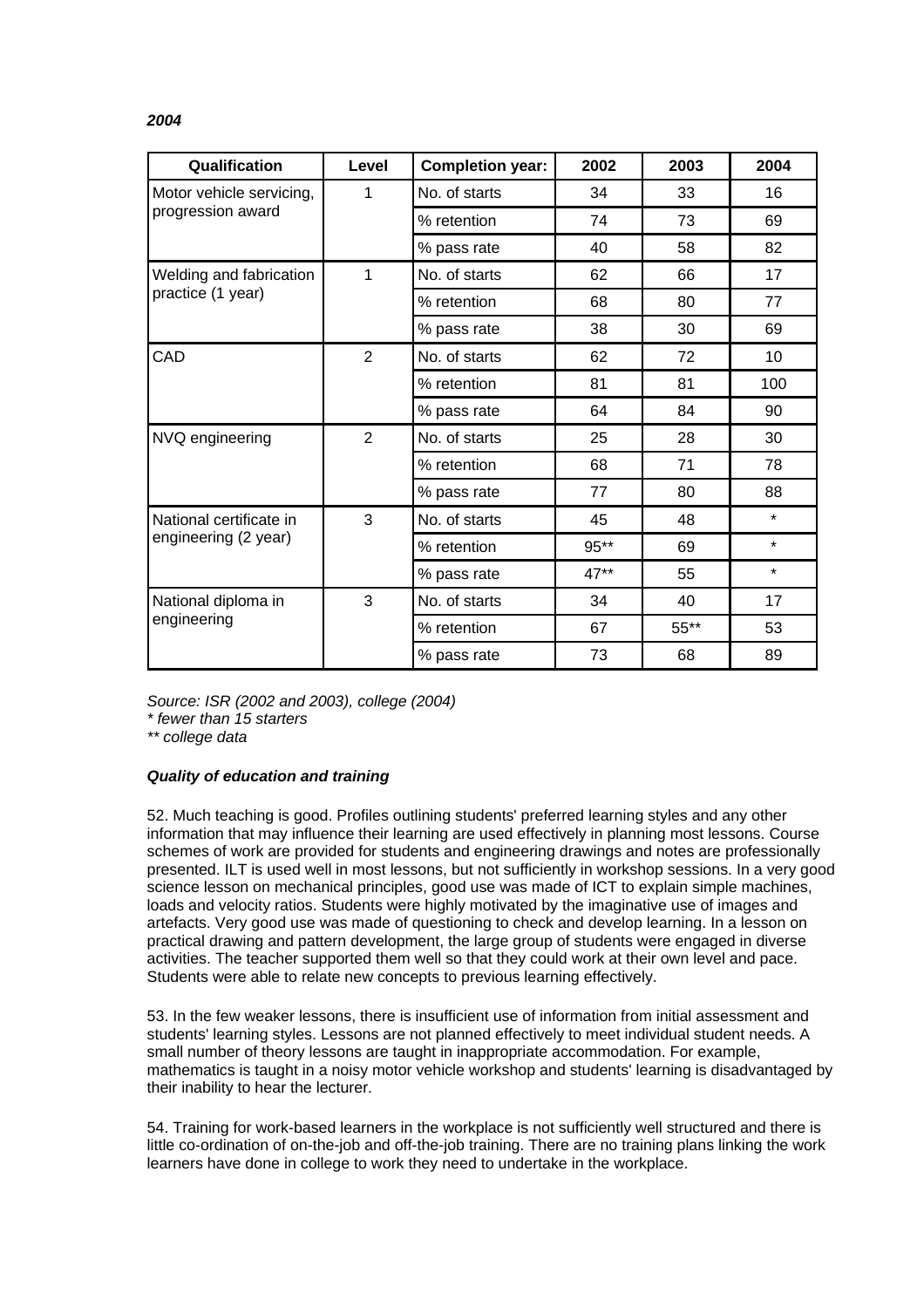*2004*

| Qualification | Level | Completion year: | 2002 | 2003 | 2004 |
|---|---|---|---|---|---|
| Motor vehicle servicing, progression award | 1 | No. of starts | 34 | 33 | 16 |
| | | % retention | 74 | 73 | 69 |
| | | % pass rate | 40 | 58 | 82 |
| Welding and fabrication practice (1 year) | 1 | No. of starts | 62 | 66 | 17 |
| | | % retention | 68 | 80 | 77 |
| | | % pass rate | 38 | 30 | 69 |
| CAD | 2 | No. of starts | 62 | 72 | 10 |
| | | % retention | 81 | 81 | 100 |
| | | % pass rate | 64 | 84 | 90 |
| NVQ engineering | 2 | No. of starts | 25 | 28 | 30 |
| | | % retention | 68 | 71 | 78 |
| | | % pass rate | 77 | 80 | 88 |
| National certificate in engineering (2 year) | 3 | No. of starts | 45 | 48 | * |
| | | % retention | 95** | 69 | * |
| | | % pass rate | 47** | 55 | * |
| National diploma in engineering | 3 | No. of starts | 34 | 40 | 17 |
| | | % retention | 67 | 55** | 53 |
| | | % pass rate | 73 | 68 | 89 |

*Source: ISR (2002 and 2003), college (2004)*
*\* fewer than 15 starters*
*\*\* college data*

***Quality of education and training***

52. Much teaching is good. Profiles outlining students' preferred learning styles and any other information that may influence their learning are used effectively in planning most lessons. Course schemes of work are provided for students and engineering drawings and notes are professionally presented. ILT is used well in most lessons, but not sufficiently in workshop sessions. In a very good science lesson on mechanical principles, good use was made of ICT to explain simple machines, loads and velocity ratios. Students were highly motivated by the imaginative use of images and artefacts. Very good use was made of questioning to check and develop learning. In a lesson on practical drawing and pattern development, the large group of students were engaged in diverse activities. The teacher supported them well so that they could work at their own level and pace. Students were able to relate new concepts to previous learning effectively.

53. In the few weaker lessons, there is insufficient use of information from initial assessment and students' learning styles. Lessons are not planned effectively to meet individual student needs. A small number of theory lessons are taught in inappropriate accommodation. For example, mathematics is taught in a noisy motor vehicle workshop and students' learning is disadvantaged by their inability to hear the lecturer.

54. Training for work-based learners in the workplace is not sufficiently well structured and there is little co-ordination of on-the-job and off-the-job training. There are no training plans linking the work learners have done in college to work they need to undertake in the workplace.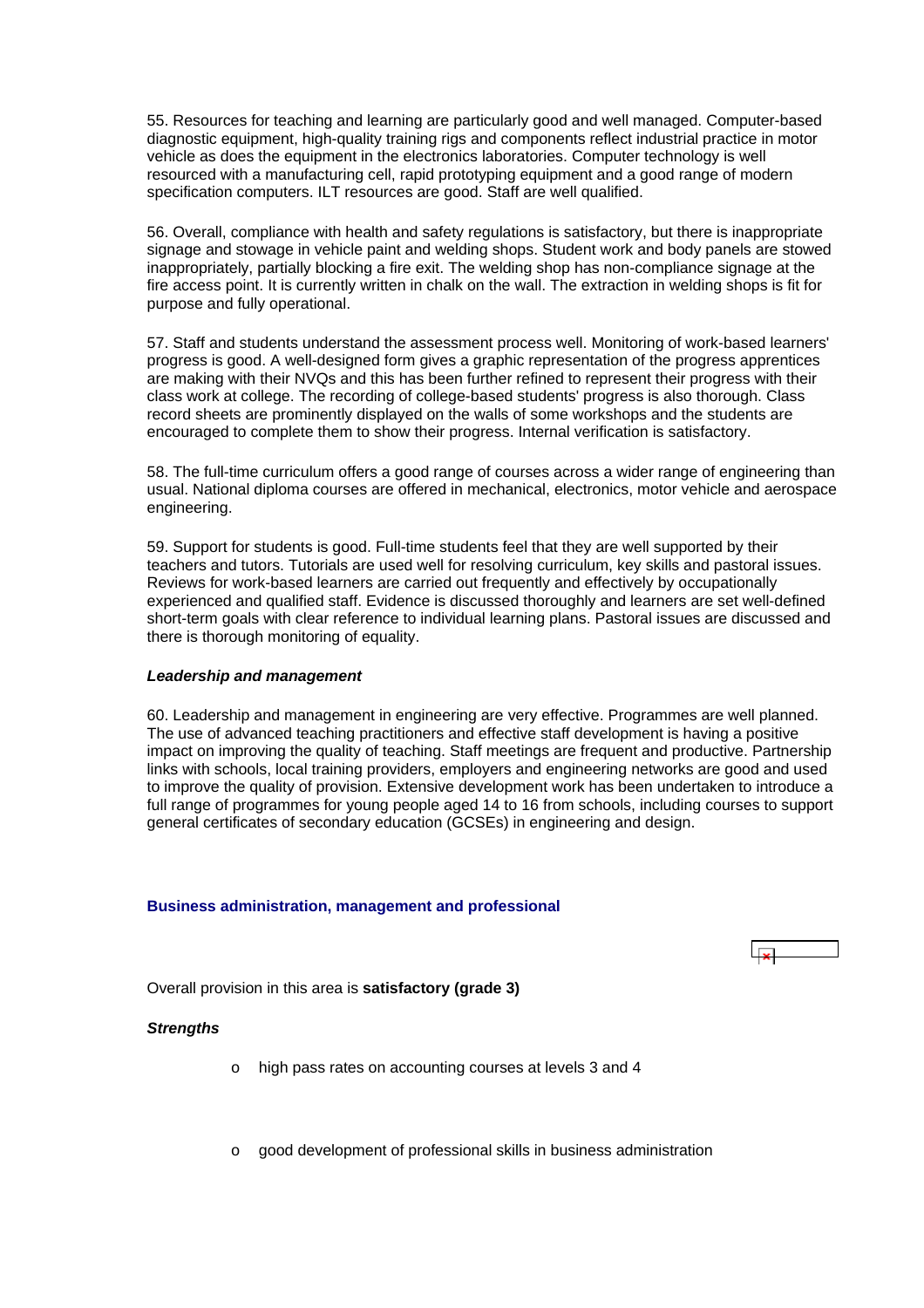55. Resources for teaching and learning are particularly good and well managed. Computer-based diagnostic equipment, high-quality training rigs and components reflect industrial practice in motor vehicle as does the equipment in the electronics laboratories. Computer technology is well resourced with a manufacturing cell, rapid prototyping equipment and a good range of modern specification computers. ILT resources are good. Staff are well qualified.

56. Overall, compliance with health and safety regulations is satisfactory, but there is inappropriate signage and stowage in vehicle paint and welding shops. Student work and body panels are stowed inappropriately, partially blocking a fire exit. The welding shop has non-compliance signage at the fire access point. It is currently written in chalk on the wall. The extraction in welding shops is fit for purpose and fully operational.

57. Staff and students understand the assessment process well. Monitoring of work-based learners' progress is good. A well-designed form gives a graphic representation of the progress apprentices are making with their NVQs and this has been further refined to represent their progress with their class work at college. The recording of college-based students' progress is also thorough. Class record sheets are prominently displayed on the walls of some workshops and the students are encouraged to complete them to show their progress. Internal verification is satisfactory.

58. The full-time curriculum offers a good range of courses across a wider range of engineering than usual. National diploma courses are offered in mechanical, electronics, motor vehicle and aerospace engineering.

59. Support for students is good. Full-time students feel that they are well supported by their teachers and tutors. Tutorials are used well for resolving curriculum, key skills and pastoral issues. Reviews for work-based learners are carried out frequently and effectively by occupationally experienced and qualified staff. Evidence is discussed thoroughly and learners are set well-defined short-term goals with clear reference to individual learning plans. Pastoral issues are discussed and there is thorough monitoring of equality.

*Leadership and management*

60. Leadership and management in engineering are very effective. Programmes are well planned. The use of advanced teaching practitioners and effective staff development is having a positive impact on improving the quality of teaching. Staff meetings are frequent and productive. Partnership links with schools, local training providers, employers and engineering networks are good and used to improve the quality of provision. Extensive development work has been undertaken to introduce a full range of programmes for young people aged 14 to 16 from schools, including courses to support general certificates of secondary education (GCSEs) in engineering and design.

### Business administration, management and professional

Overall provision in this area is **satisfactory (grade 3)**

*Strengths*

- high pass rates on accounting courses at levels 3 and 4
- good development of professional skills in business administration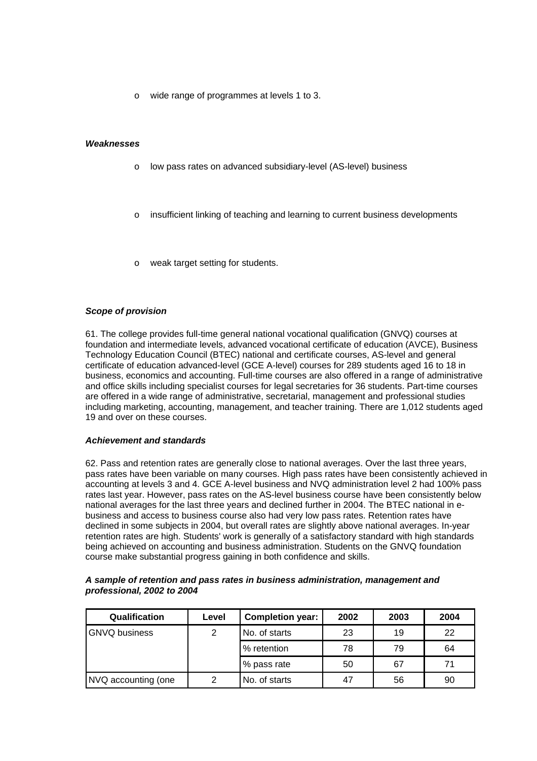- wide range of programmes at levels 1 to 3.

***Weaknesses***

- low pass rates on advanced subsidiary-level (AS-level) business
- insufficient linking of teaching and learning to current business developments
- weak target setting for students.

***Scope of provision***

61. The college provides full-time general national vocational qualification (GNVQ) courses at foundation and intermediate levels, advanced vocational certificate of education (AVCE), Business Technology Education Council (BTEC) national and certificate courses, AS-level and general certificate of education advanced-level (GCE A-level) courses for 289 students aged 16 to 18 in business, economics and accounting. Full-time courses are also offered in a range of administrative and office skills including specialist courses for legal secretaries for 36 students. Part-time courses are offered in a wide range of administrative, secretarial, management and professional studies including marketing, accounting, management, and teacher training. There are 1,012 students aged 19 and over on these courses.

***Achievement and standards***

62. Pass and retention rates are generally close to national averages. Over the last three years, pass rates have been variable on many courses. High pass rates have been consistently achieved in accounting at levels 3 and 4. GCE A-level business and NVQ administration level 2 had 100% pass rates last year. However, pass rates on the AS-level business course have been consistently below national averages for the last three years and declined further in 2004. The BTEC national in e-business and access to business course also had very low pass rates. Retention rates have declined in some subjects in 2004, but overall rates are slightly above national averages. In-year retention rates are high. Students' work is generally of a satisfactory standard with high standards being achieved on accounting and business administration. Students on the GNVQ foundation course make substantial progress gaining in both confidence and skills.

***A sample of retention and pass rates in business administration, management and professional, 2002 to 2004***

| Qualification | Level | Completion year: | 2002 | 2003 | 2004 |
|---|---|---|---|---|---|
| GNVQ business | 2 | No. of starts | 23 | 19 | 22 |
| | | % retention | 78 | 79 | 64 |
| | | % pass rate | 50 | 67 | 71 |
| NVQ accounting (one | 2 | No. of starts | 47 | 56 | 90 |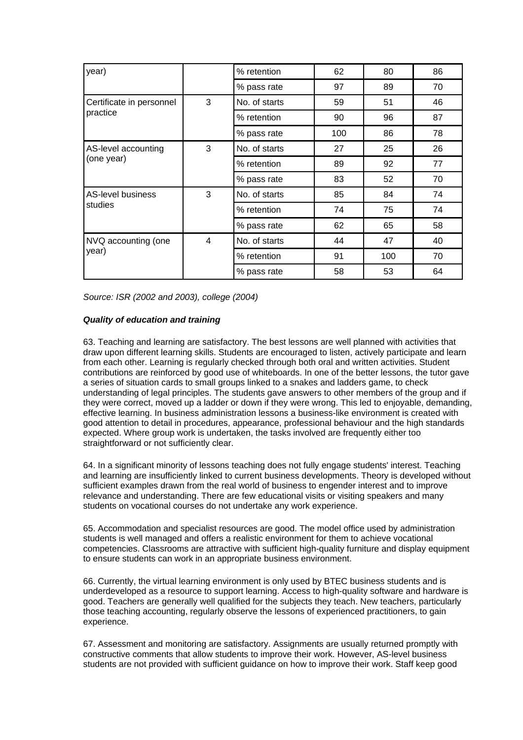| | | | | | |
|---|---|---|---|---|---|
| year) | | % retention | 62 | 80 | 86 |
| | | % pass rate | 97 | 89 | 70 |
| Certificate in personnel practice | 3 | No. of starts | 59 | 51 | 46 |
| | | % retention | 90 | 96 | 87 |
| | | % pass rate | 100 | 86 | 78 |
| AS-level accounting (one year) | 3 | No. of starts | 27 | 25 | 26 |
| | | % retention | 89 | 92 | 77 |
| | | % pass rate | 83 | 52 | 70 |
| AS-level business studies | 3 | No. of starts | 85 | 84 | 74 |
| | | % retention | 74 | 75 | 74 |
| | | % pass rate | 62 | 65 | 58 |
| NVQ accounting (one year) | 4 | No. of starts | 44 | 47 | 40 |
| | | % retention | 91 | 100 | 70 |
| | | % pass rate | 58 | 53 | 64 |

*Source: ISR (2002 and 2003), college (2004)*

***Quality of education and training***

63. Teaching and learning are satisfactory. The best lessons are well planned with activities that draw upon different learning skills. Students are encouraged to listen, actively participate and learn from each other. Learning is regularly checked through both oral and written activities. Student contributions are reinforced by good use of whiteboards. In one of the better lessons, the tutor gave a series of situation cards to small groups linked to a snakes and ladders game, to check understanding of legal principles. The students gave answers to other members of the group and if they were correct, moved up a ladder or down if they were wrong. This led to enjoyable, demanding, effective learning. In business administration lessons a business-like environment is created with good attention to detail in procedures, appearance, professional behaviour and the high standards expected. Where group work is undertaken, the tasks involved are frequently either too straightforward or not sufficiently clear.

64. In a significant minority of lessons teaching does not fully engage students' interest. Teaching and learning are insufficiently linked to current business developments. Theory is developed without sufficient examples drawn from the real world of business to engender interest and to improve relevance and understanding. There are few educational visits or visiting speakers and many students on vocational courses do not undertake any work experience.

65. Accommodation and specialist resources are good. The model office used by administration students is well managed and offers a realistic environment for them to achieve vocational competencies. Classrooms are attractive with sufficient high-quality furniture and display equipment to ensure students can work in an appropriate business environment.

66. Currently, the virtual learning environment is only used by BTEC business students and is underdeveloped as a resource to support learning. Access to high-quality software and hardware is good. Teachers are generally well qualified for the subjects they teach. New teachers, particularly those teaching accounting, regularly observe the lessons of experienced practitioners, to gain experience.

67. Assessment and monitoring are satisfactory. Assignments are usually returned promptly with constructive comments that allow students to improve their work. However, AS-level business students are not provided with sufficient guidance on how to improve their work. Staff keep good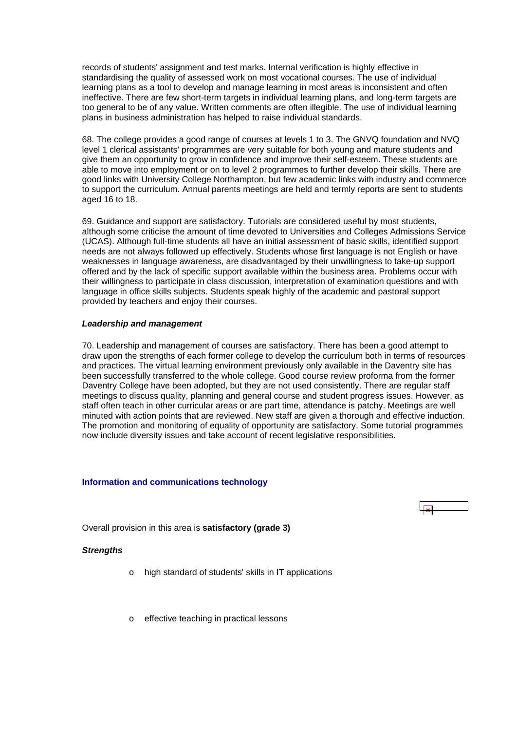records of students' assignment and test marks. Internal verification is highly effective in standardising the quality of assessed work on most vocational courses. The use of individual learning plans as a tool to develop and manage learning in most areas is inconsistent and often ineffective. There are few short-term targets in individual learning plans, and long-term targets are too general to be of any value. Written comments are often illegible. The use of individual learning plans in business administration has helped to raise individual standards.

68. The college provides a good range of courses at levels 1 to 3. The GNVQ foundation and NVQ level 1 clerical assistants' programmes are very suitable for both young and mature students and give them an opportunity to grow in confidence and improve their self-esteem. These students are able to move into employment or on to level 2 programmes to further develop their skills. There are good links with University College Northampton, but few academic links with industry and commerce to support the curriculum. Annual parents meetings are held and termly reports are sent to students aged 16 to 18.

69. Guidance and support are satisfactory. Tutorials are considered useful by most students, although some criticise the amount of time devoted to Universities and Colleges Admissions Service (UCAS). Although full-time students all have an initial assessment of basic skills, identified support needs are not always followed up effectively. Students whose first language is not English or have weaknesses in language awareness, are disadvantaged by their unwillingness to take-up support offered and by the lack of specific support available within the business area. Problems occur with their willingness to participate in class discussion, interpretation of examination questions and with language in office skills subjects. Students speak highly of the academic and pastoral support provided by teachers and enjoy their courses.

***Leadership and management***

70. Leadership and management of courses are satisfactory. There has been a good attempt to draw upon the strengths of each former college to develop the curriculum both in terms of resources and practices. The virtual learning environment previously only available in the Daventry site has been successfully transferred to the whole college. Good course review proforma from the former Daventry College have been adopted, but they are not used consistently. There are regular staff meetings to discuss quality, planning and general course and student progress issues. However, as staff often teach in other curricular areas or are part time, attendance is patchy. Meetings are well minuted with action points that are reviewed. New staff are given a thorough and effective induction. The promotion and monitoring of equality of opportunity are satisfactory. Some tutorial programmes now include diversity issues and take account of recent legislative responsibilities.

## Information and communications technology

Overall provision in this area is **satisfactory (grade 3)**

***Strengths***

- high standard of students' skills in IT applications
- effective teaching in practical lessons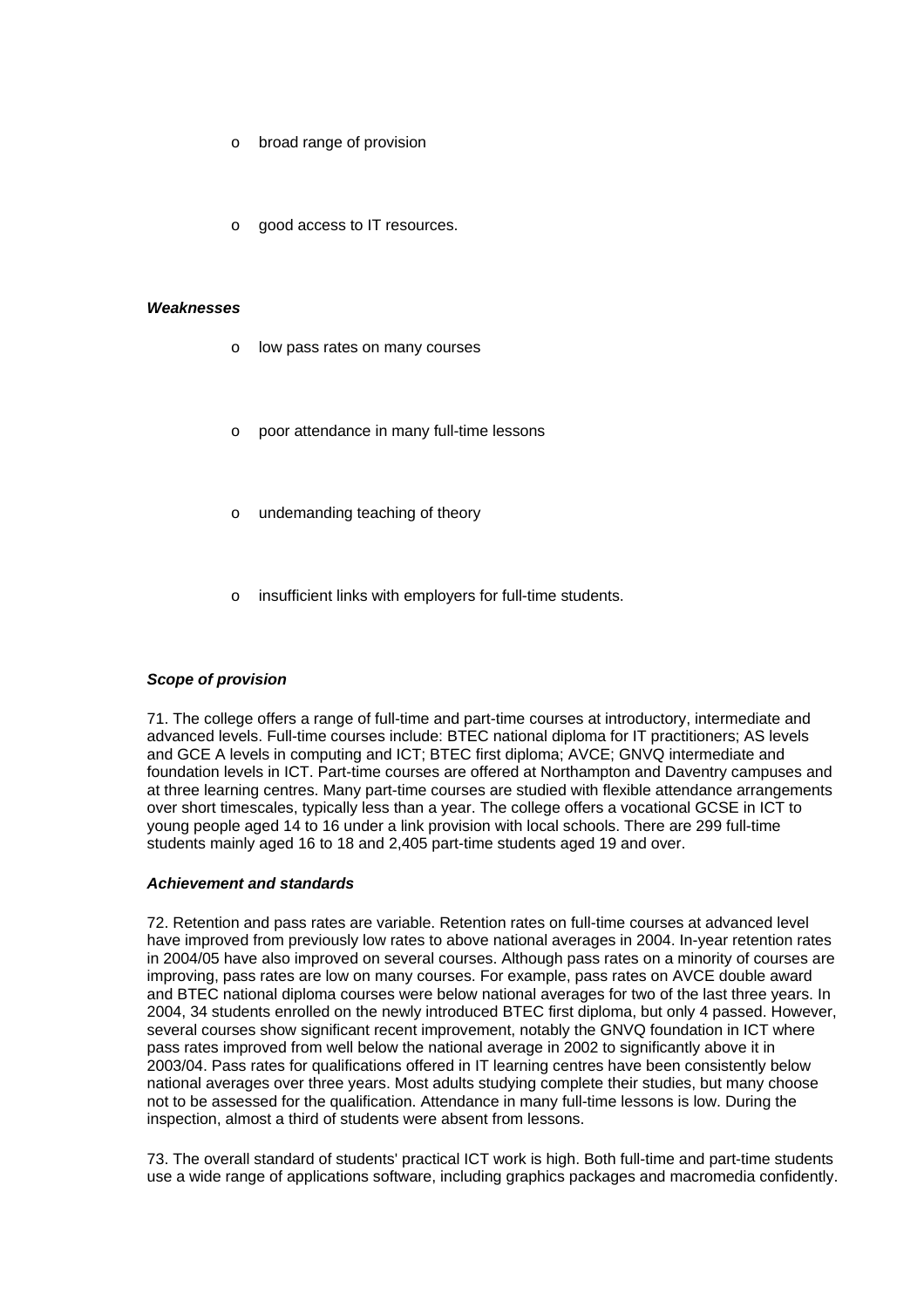- broad range of provision
- good access to IT resources.

***Weaknesses***

- low pass rates on many courses
- poor attendance in many full-time lessons
- undemanding teaching of theory
- insufficient links with employers for full-time students.

***Scope of provision***

71. The college offers a range of full-time and part-time courses at introductory, intermediate and advanced levels. Full-time courses include: BTEC national diploma for IT practitioners; AS levels and GCE A levels in computing and ICT; BTEC first diploma; AVCE; GNVQ intermediate and foundation levels in ICT. Part-time courses are offered at Northampton and Daventry campuses and at three learning centres. Many part-time courses are studied with flexible attendance arrangements over short timescales, typically less than a year. The college offers a vocational GCSE in ICT to young people aged 14 to 16 under a link provision with local schools. There are 299 full-time students mainly aged 16 to 18 and 2,405 part-time students aged 19 and over.

***Achievement and standards***

72. Retention and pass rates are variable. Retention rates on full-time courses at advanced level have improved from previously low rates to above national averages in 2004. In-year retention rates in 2004/05 have also improved on several courses. Although pass rates on a minority of courses are improving, pass rates are low on many courses. For example, pass rates on AVCE double award and BTEC national diploma courses were below national averages for two of the last three years. In 2004, 34 students enrolled on the newly introduced BTEC first diploma, but only 4 passed. However, several courses show significant recent improvement, notably the GNVQ foundation in ICT where pass rates improved from well below the national average in 2002 to significantly above it in 2003/04. Pass rates for qualifications offered in IT learning centres have been consistently below national averages over three years. Most adults studying complete their studies, but many choose not to be assessed for the qualification. Attendance in many full-time lessons is low. During the inspection, almost a third of students were absent from lessons.

73. The overall standard of students' practical ICT work is high. Both full-time and part-time students use a wide range of applications software, including graphics packages and macromedia confidently.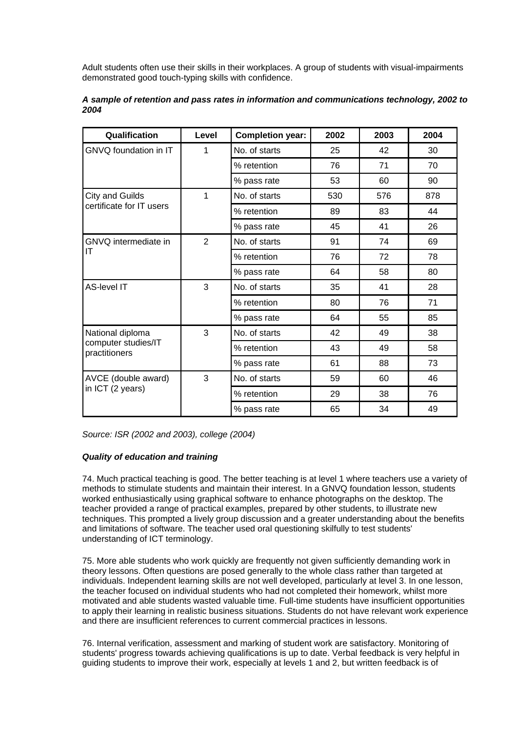Adult students often use their skills in their workplaces. A group of students with visual-impairments demonstrated good touch-typing skills with confidence.

***A sample of retention and pass rates in information and communications technology, 2002 to 2004***

| Qualification | Level | Completion year: | 2002 | 2003 | 2004 |
|---|---|---|---|---|---|
| GNVQ foundation in IT | 1 | No. of starts | 25 | 42 | 30 |
| | | % retention | 76 | 71 | 70 |
| | | % pass rate | 53 | 60 | 90 |
| City and Guilds certificate for IT users | 1 | No. of starts | 530 | 576 | 878 |
| | | % retention | 89 | 83 | 44 |
| | | % pass rate | 45 | 41 | 26 |
| GNVQ intermediate in IT | 2 | No. of starts | 91 | 74 | 69 |
| | | % retention | 76 | 72 | 78 |
| | | % pass rate | 64 | 58 | 80 |
| AS-level IT | 3 | No. of starts | 35 | 41 | 28 |
| | | % retention | 80 | 76 | 71 |
| | | % pass rate | 64 | 55 | 85 |
| National diploma computer studies/IT practitioners | 3 | No. of starts | 42 | 49 | 38 |
| | | % retention | 43 | 49 | 58 |
| | | % pass rate | 61 | 88 | 73 |
| AVCE (double award) in ICT (2 years) | 3 | No. of starts | 59 | 60 | 46 |
| | | % retention | 29 | 38 | 76 |
| | | % pass rate | 65 | 34 | 49 |

*Source: ISR (2002 and 2003), college (2004)*

***Quality of education and training***

74. Much practical teaching is good. The better teaching is at level 1 where teachers use a variety of methods to stimulate students and maintain their interest. In a GNVQ foundation lesson, students worked enthusiastically using graphical software to enhance photographs on the desktop. The teacher provided a range of practical examples, prepared by other students, to illustrate new techniques. This prompted a lively group discussion and a greater understanding about the benefits and limitations of software. The teacher used oral questioning skilfully to test students' understanding of ICT terminology.

75. More able students who work quickly are frequently not given sufficiently demanding work in theory lessons. Often questions are posed generally to the whole class rather than targeted at individuals. Independent learning skills are not well developed, particularly at level 3. In one lesson, the teacher focused on individual students who had not completed their homework, whilst more motivated and able students wasted valuable time. Full-time students have insufficient opportunities to apply their learning in realistic business situations. Students do not have relevant work experience and there are insufficient references to current commercial practices in lessons.

76. Internal verification, assessment and marking of student work are satisfactory. Monitoring of students' progress towards achieving qualifications is up to date. Verbal feedback is very helpful in guiding students to improve their work, especially at levels 1 and 2, but written feedback is of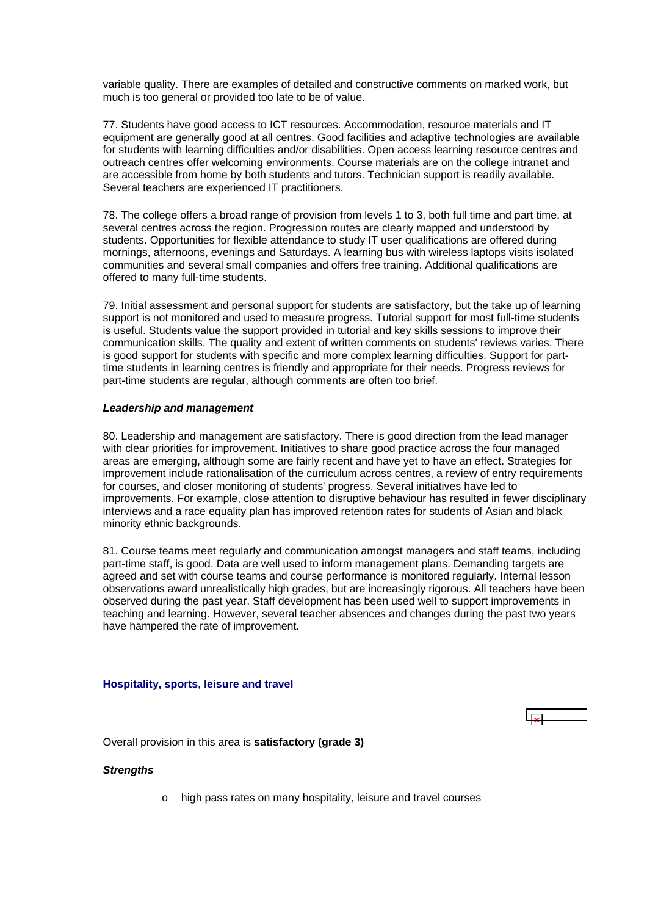variable quality. There are examples of detailed and constructive comments on marked work, but much is too general or provided too late to be of value.

77. Students have good access to ICT resources. Accommodation, resource materials and IT equipment are generally good at all centres. Good facilities and adaptive technologies are available for students with learning difficulties and/or disabilities. Open access learning resource centres and outreach centres offer welcoming environments. Course materials are on the college intranet and are accessible from home by both students and tutors. Technician support is readily available. Several teachers are experienced IT practitioners.

78. The college offers a broad range of provision from levels 1 to 3, both full time and part time, at several centres across the region. Progression routes are clearly mapped and understood by students. Opportunities for flexible attendance to study IT user qualifications are offered during mornings, afternoons, evenings and Saturdays. A learning bus with wireless laptops visits isolated communities and several small companies and offers free training. Additional qualifications are offered to many full-time students.

79. Initial assessment and personal support for students are satisfactory, but the take up of learning support is not monitored and used to measure progress. Tutorial support for most full-time students is useful. Students value the support provided in tutorial and key skills sessions to improve their communication skills. The quality and extent of written comments on students' reviews varies. There is good support for students with specific and more complex learning difficulties. Support for part-time students in learning centres is friendly and appropriate for their needs. Progress reviews for part-time students are regular, although comments are often too brief.

***Leadership and management***

80. Leadership and management are satisfactory. There is good direction from the lead manager with clear priorities for improvement. Initiatives to share good practice across the four managed areas are emerging, although some are fairly recent and have yet to have an effect. Strategies for improvement include rationalisation of the curriculum across centres, a review of entry requirements for courses, and closer monitoring of students' progress. Several initiatives have led to improvements. For example, close attention to disruptive behaviour has resulted in fewer disciplinary interviews and a race equality plan has improved retention rates for students of Asian and black minority ethnic backgrounds.

81. Course teams meet regularly and communication amongst managers and staff teams, including part-time staff, is good. Data are well used to inform management plans. Demanding targets are agreed and set with course teams and course performance is monitored regularly. Internal lesson observations award unrealistically high grades, but are increasingly rigorous. All teachers have been observed during the past year. Staff development has been used well to support improvements in teaching and learning. However, several teacher absences and changes during the past two years have hampered the rate of improvement.

### Hospitality, sports, leisure and travel

Overall provision in this area is **satisfactory (grade 3)**

***Strengths***

- high pass rates on many hospitality, leisure and travel courses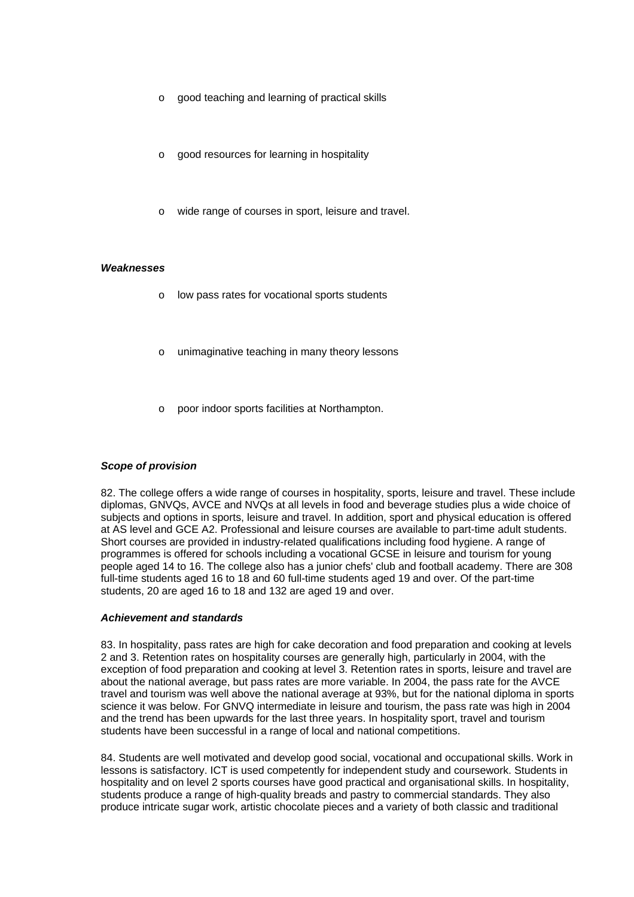- good teaching and learning of practical skills
- good resources for learning in hospitality
- wide range of courses in sport, leisure and travel.

***Weaknesses***

- low pass rates for vocational sports students
- unimaginative teaching in many theory lessons
- poor indoor sports facilities at Northampton.

***Scope of provision***

82. The college offers a wide range of courses in hospitality, sports, leisure and travel. These include diplomas, GNVQs, AVCE and NVQs at all levels in food and beverage studies plus a wide choice of subjects and options in sports, leisure and travel. In addition, sport and physical education is offered at AS level and GCE A2. Professional and leisure courses are available to part-time adult students. Short courses are provided in industry-related qualifications including food hygiene. A range of programmes is offered for schools including a vocational GCSE in leisure and tourism for young people aged 14 to 16. The college also has a junior chefs' club and football academy. There are 308 full-time students aged 16 to 18 and 60 full-time students aged 19 and over. Of the part-time students, 20 are aged 16 to 18 and 132 are aged 19 and over.

***Achievement and standards***

83. In hospitality, pass rates are high for cake decoration and food preparation and cooking at levels 2 and 3. Retention rates on hospitality courses are generally high, particularly in 2004, with the exception of food preparation and cooking at level 3. Retention rates in sports, leisure and travel are about the national average, but pass rates are more variable. In 2004, the pass rate for the AVCE travel and tourism was well above the national average at 93%, but for the national diploma in sports science it was below. For GNVQ intermediate in leisure and tourism, the pass rate was high in 2004 and the trend has been upwards for the last three years. In hospitality sport, travel and tourism students have been successful in a range of local and national competitions.

84. Students are well motivated and develop good social, vocational and occupational skills. Work in lessons is satisfactory. ICT is used competently for independent study and coursework. Students in hospitality and on level 2 sports courses have good practical and organisational skills. In hospitality, students produce a range of high-quality breads and pastry to commercial standards. They also produce intricate sugar work, artistic chocolate pieces and a variety of both classic and traditional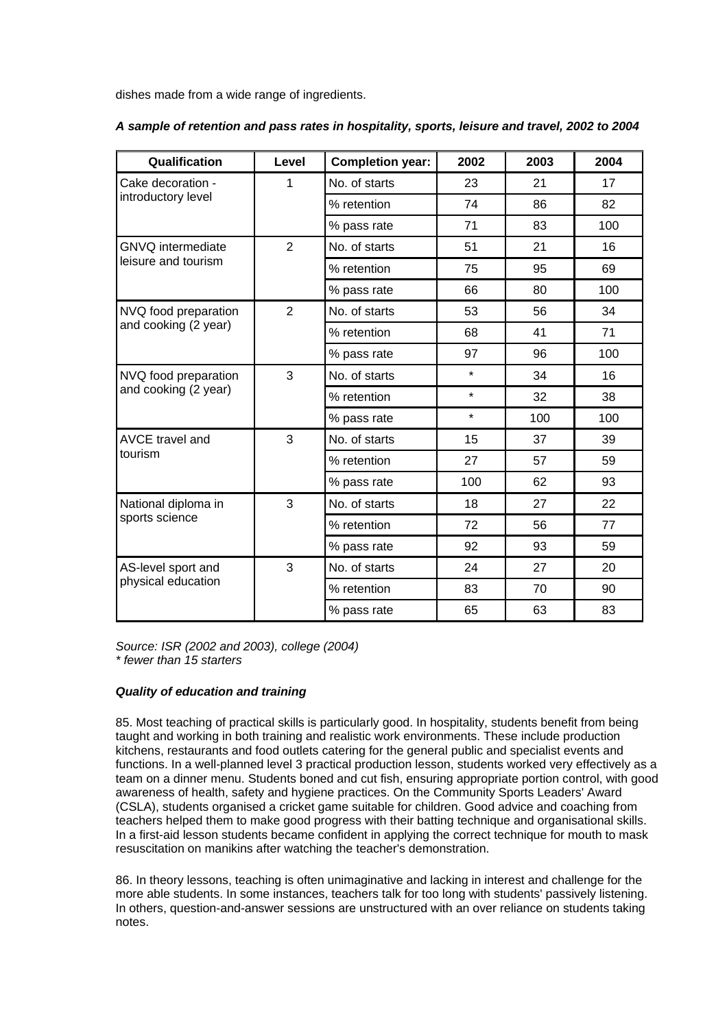dishes made from a wide range of ingredients.

***A sample of retention and pass rates in hospitality, sports, leisure and travel, 2002 to 2004***

| Qualification | Level | Completion year: | 2002 | 2003 | 2004 |
|---|---|---|---|---|---|
| Cake decoration - introductory level | 1 | No. of starts | 23 | 21 | 17 |
| | | % retention | 74 | 86 | 82 |
| | | % pass rate | 71 | 83 | 100 |
| GNVQ intermediate leisure and tourism | 2 | No. of starts | 51 | 21 | 16 |
| | | % retention | 75 | 95 | 69 |
| | | % pass rate | 66 | 80 | 100 |
| NVQ food preparation and cooking (2 year) | 2 | No. of starts | 53 | 56 | 34 |
| | | % retention | 68 | 41 | 71 |
| | | % pass rate | 97 | 96 | 100 |
| NVQ food preparation and cooking (2 year) | 3 | No. of starts | * | 34 | 16 |
| | | % retention | * | 32 | 38 |
| | | % pass rate | * | 100 | 100 |
| AVCE travel and tourism | 3 | No. of starts | 15 | 37 | 39 |
| | | % retention | 27 | 57 | 59 |
| | | % pass rate | 100 | 62 | 93 |
| National diploma in sports science | 3 | No. of starts | 18 | 27 | 22 |
| | | % retention | 72 | 56 | 77 |
| | | % pass rate | 92 | 93 | 59 |
| AS-level sport and physical education | 3 | No. of starts | 24 | 27 | 20 |
| | | % retention | 83 | 70 | 90 |
| | | % pass rate | 65 | 63 | 83 |

*Source: ISR (2002 and 2003), college (2004)*
*\* fewer than 15 starters*

***Quality of education and training***

85. Most teaching of practical skills is particularly good. In hospitality, students benefit from being taught and working in both training and realistic work environments. These include production kitchens, restaurants and food outlets catering for the general public and specialist events and functions. In a well-planned level 3 practical production lesson, students worked very effectively as a team on a dinner menu. Students boned and cut fish, ensuring appropriate portion control, with good awareness of health, safety and hygiene practices. On the Community Sports Leaders' Award (CSLA), students organised a cricket game suitable for children. Good advice and coaching from teachers helped them to make good progress with their batting technique and organisational skills. In a first-aid lesson students became confident in applying the correct technique for mouth to mask resuscitation on manikins after watching the teacher's demonstration.

86. In theory lessons, teaching is often unimaginative and lacking in interest and challenge for the more able students. In some instances, teachers talk for too long with students' passively listening. In others, question-and-answer sessions are unstructured with an over reliance on students taking notes.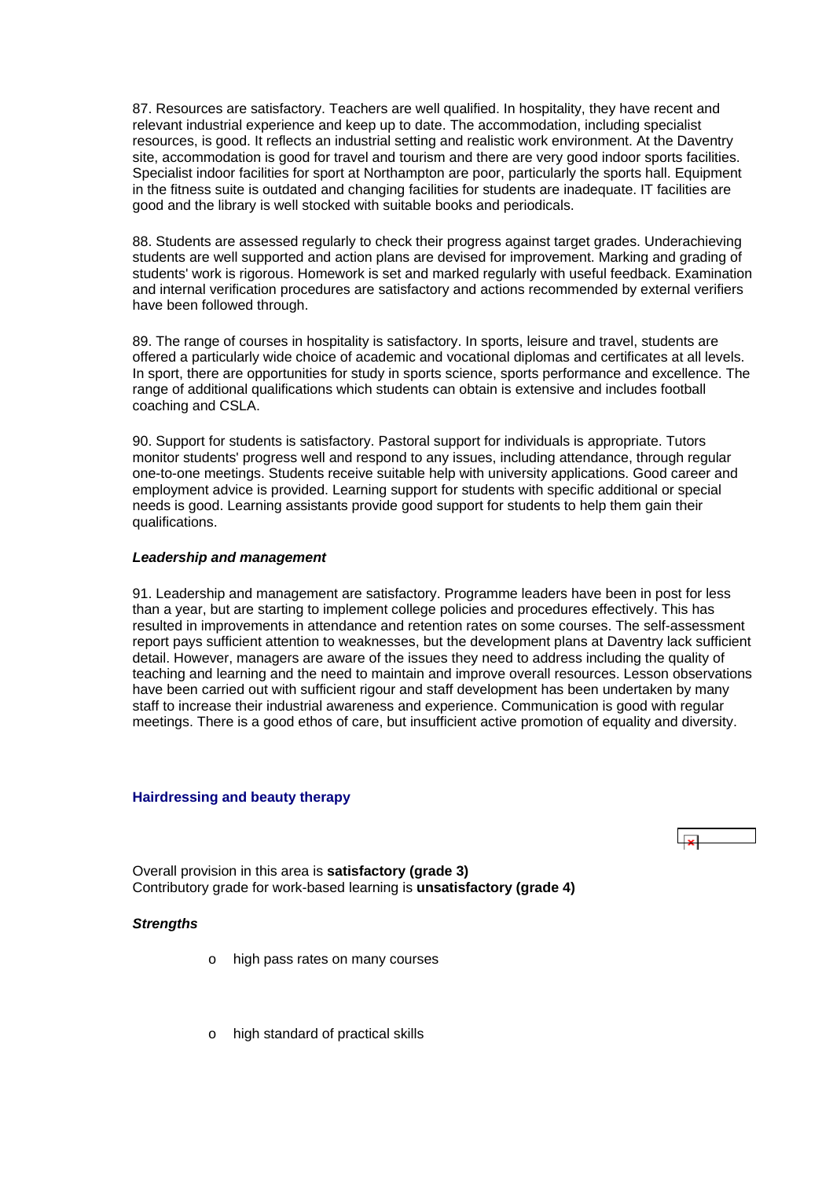87. Resources are satisfactory. Teachers are well qualified. In hospitality, they have recent and relevant industrial experience and keep up to date. The accommodation, including specialist resources, is good. It reflects an industrial setting and realistic work environment. At the Daventry site, accommodation is good for travel and tourism and there are very good indoor sports facilities. Specialist indoor facilities for sport at Northampton are poor, particularly the sports hall. Equipment in the fitness suite is outdated and changing facilities for students are inadequate. IT facilities are good and the library is well stocked with suitable books and periodicals.

88. Students are assessed regularly to check their progress against target grades. Underachieving students are well supported and action plans are devised for improvement. Marking and grading of students' work is rigorous. Homework is set and marked regularly with useful feedback. Examination and internal verification procedures are satisfactory and actions recommended by external verifiers have been followed through.

89. The range of courses in hospitality is satisfactory. In sports, leisure and travel, students are offered a particularly wide choice of academic and vocational diplomas and certificates at all levels. In sport, there are opportunities for study in sports science, sports performance and excellence. The range of additional qualifications which students can obtain is extensive and includes football coaching and CSLA.

90. Support for students is satisfactory. Pastoral support for individuals is appropriate. Tutors monitor students' progress well and respond to any issues, including attendance, through regular one-to-one meetings. Students receive suitable help with university applications. Good career and employment advice is provided. Learning support for students with specific additional or special needs is good. Learning assistants provide good support for students to help them gain their qualifications.

***Leadership and management***

91. Leadership and management are satisfactory. Programme leaders have been in post for less than a year, but are starting to implement college policies and procedures effectively. This has resulted in improvements in attendance and retention rates on some courses. The self-assessment report pays sufficient attention to weaknesses, but the development plans at Daventry lack sufficient detail. However, managers are aware of the issues they need to address including the quality of teaching and learning and the need to maintain and improve overall resources. Lesson observations have been carried out with sufficient rigour and staff development has been undertaken by many staff to increase their industrial awareness and experience. Communication is good with regular meetings. There is a good ethos of care, but insufficient active promotion of equality and diversity.

### Hairdressing and beauty therapy

Overall provision in this area is **satisfactory (grade 3)**
Contributory grade for work-based learning is **unsatisfactory (grade 4)**

***Strengths***

- high pass rates on many courses
- high standard of practical skills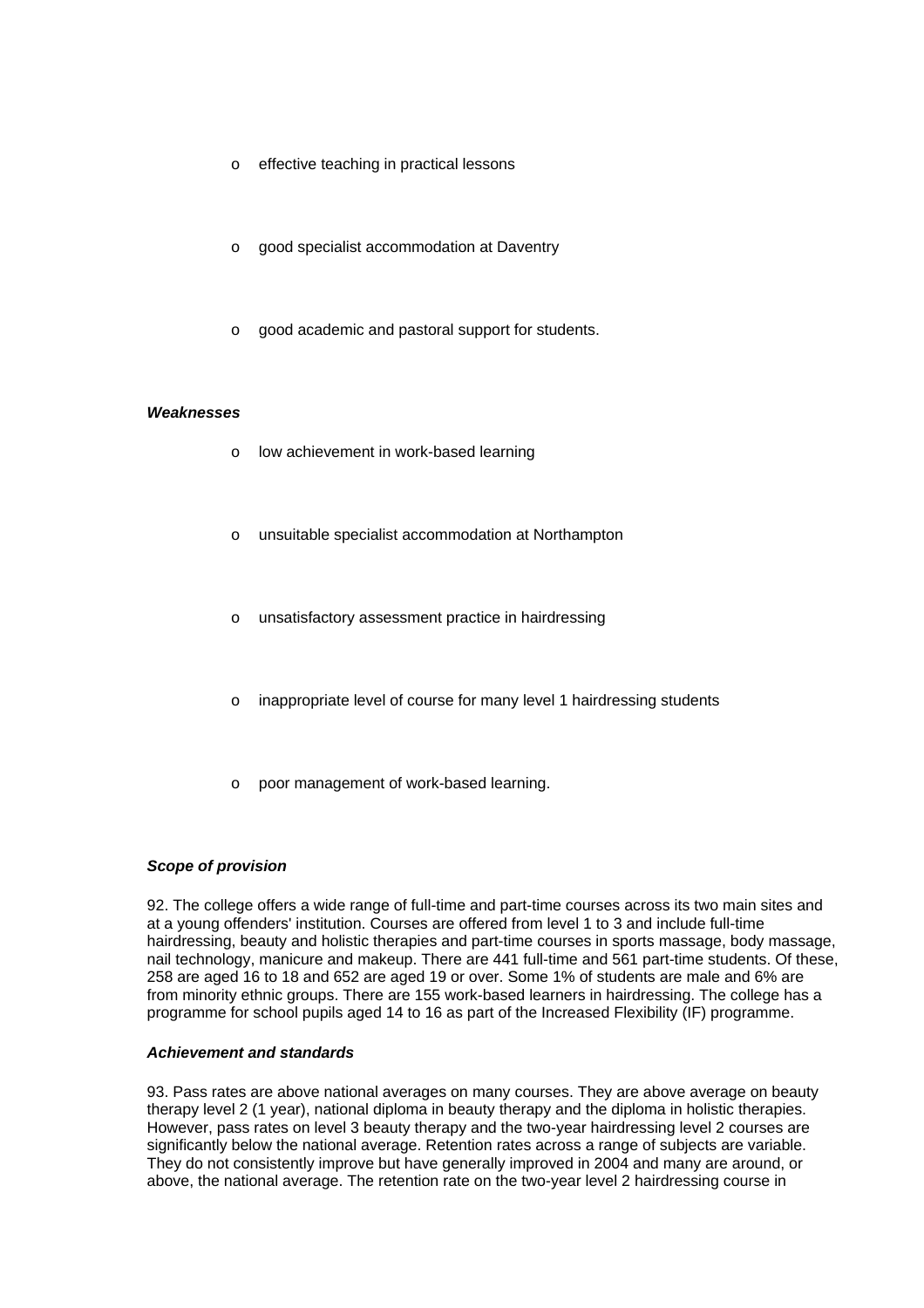- effective teaching in practical lessons
- good specialist accommodation at Daventry
- good academic and pastoral support for students.

***Weaknesses***

- low achievement in work-based learning
- unsuitable specialist accommodation at Northampton
- unsatisfactory assessment practice in hairdressing
- inappropriate level of course for many level 1 hairdressing students
- poor management of work-based learning.

***Scope of provision***

92. The college offers a wide range of full-time and part-time courses across its two main sites and at a young offenders' institution. Courses are offered from level 1 to 3 and include full-time hairdressing, beauty and holistic therapies and part-time courses in sports massage, body massage, nail technology, manicure and makeup. There are 441 full-time and 561 part-time students. Of these, 258 are aged 16 to 18 and 652 are aged 19 or over. Some 1% of students are male and 6% are from minority ethnic groups. There are 155 work-based learners in hairdressing. The college has a programme for school pupils aged 14 to 16 as part of the Increased Flexibility (IF) programme.

***Achievement and standards***

93. Pass rates are above national averages on many courses. They are above average on beauty therapy level 2 (1 year), national diploma in beauty therapy and the diploma in holistic therapies. However, pass rates on level 3 beauty therapy and the two-year hairdressing level 2 courses are significantly below the national average. Retention rates across a range of subjects are variable. They do not consistently improve but have generally improved in 2004 and many are around, or above, the national average. The retention rate on the two-year level 2 hairdressing course in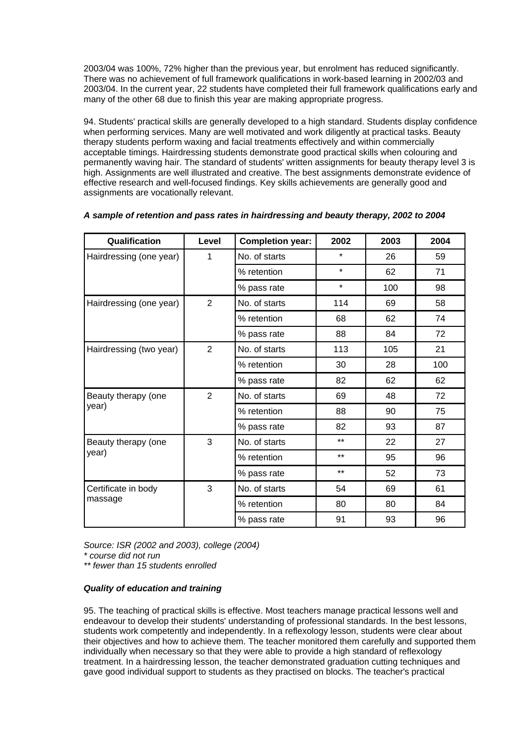2003/04 was 100%, 72% higher than the previous year, but enrolment has reduced significantly. There was no achievement of full framework qualifications in work-based learning in 2002/03 and 2003/04. In the current year, 22 students have completed their full framework qualifications early and many of the other 68 due to finish this year are making appropriate progress.

94. Students' practical skills are generally developed to a high standard. Students display confidence when performing services. Many are well motivated and work diligently at practical tasks. Beauty therapy students perform waxing and facial treatments effectively and within commercially acceptable timings. Hairdressing students demonstrate good practical skills when colouring and permanently waving hair. The standard of students' written assignments for beauty therapy level 3 is high. Assignments are well illustrated and creative. The best assignments demonstrate evidence of effective research and well-focused findings. Key skills achievements are generally good and assignments are vocationally relevant.

***A sample of retention and pass rates in hairdressing and beauty therapy, 2002 to 2004***

| Qualification | Level | Completion year: | 2002 | 2003 | 2004 |
|---|---|---|---|---|---|
| Hairdressing (one year) | 1 | No. of starts | * | 26 | 59 |
| | | % retention | * | 62 | 71 |
| | | % pass rate | * | 100 | 98 |
| Hairdressing (one year) | 2 | No. of starts | 114 | 69 | 58 |
| | | % retention | 68 | 62 | 74 |
| | | % pass rate | 88 | 84 | 72 |
| Hairdressing (two year) | 2 | No. of starts | 113 | 105 | 21 |
| | | % retention | 30 | 28 | 100 |
| | | % pass rate | 82 | 62 | 62 |
| Beauty therapy (one year) | 2 | No. of starts | 69 | 48 | 72 |
| | | % retention | 88 | 90 | 75 |
| | | % pass rate | 82 | 93 | 87 |
| Beauty therapy (one year) | 3 | No. of starts | ** | 22 | 27 |
| | | % retention | ** | 95 | 96 |
| | | % pass rate | ** | 52 | 73 |
| Certificate in body massage | 3 | No. of starts | 54 | 69 | 61 |
| | | % retention | 80 | 80 | 84 |
| | | % pass rate | 91 | 93 | 96 |

*Source: ISR (2002 and 2003), college (2004)*
*\* course did not run*
*\*\* fewer than 15 students enrolled*

***Quality of education and training***

95. The teaching of practical skills is effective. Most teachers manage practical lessons well and endeavour to develop their students' understanding of professional standards. In the best lessons, students work competently and independently. In a reflexology lesson, students were clear about their objectives and how to achieve them. The teacher monitored them carefully and supported them individually when necessary so that they were able to provide a high standard of reflexology treatment. In a hairdressing lesson, the teacher demonstrated graduation cutting techniques and gave good individual support to students as they practised on blocks. The teacher's practical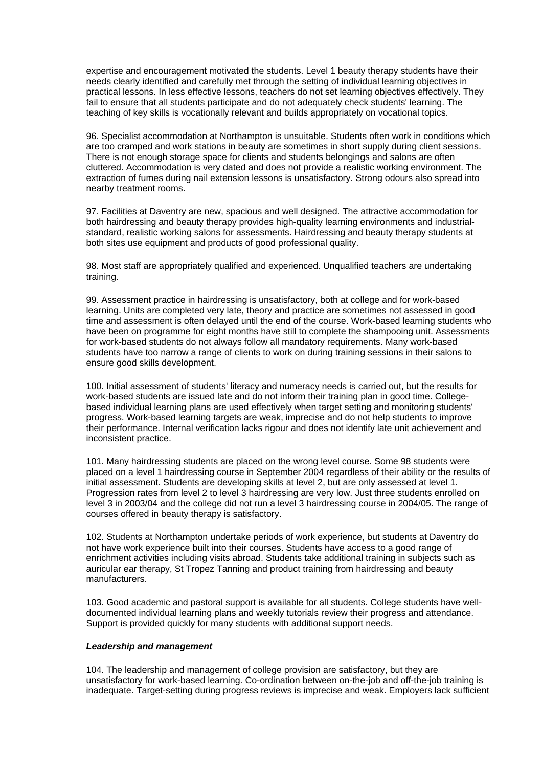expertise and encouragement motivated the students. Level 1 beauty therapy students have their needs clearly identified and carefully met through the setting of individual learning objectives in practical lessons. In less effective lessons, teachers do not set learning objectives effectively. They fail to ensure that all students participate and do not adequately check students' learning. The teaching of key skills is vocationally relevant and builds appropriately on vocational topics.

96. Specialist accommodation at Northampton is unsuitable. Students often work in conditions which are too cramped and work stations in beauty are sometimes in short supply during client sessions. There is not enough storage space for clients and students belongings and salons are often cluttered. Accommodation is very dated and does not provide a realistic working environment. The extraction of fumes during nail extension lessons is unsatisfactory. Strong odours also spread into nearby treatment rooms.

97. Facilities at Daventry are new, spacious and well designed. The attractive accommodation for both hairdressing and beauty therapy provides high-quality learning environments and industrial-standard, realistic working salons for assessments. Hairdressing and beauty therapy students at both sites use equipment and products of good professional quality.

98. Most staff are appropriately qualified and experienced. Unqualified teachers are undertaking training.

99. Assessment practice in hairdressing is unsatisfactory, both at college and for work-based learning. Units are completed very late, theory and practice are sometimes not assessed in good time and assessment is often delayed until the end of the course. Work-based learning students who have been on programme for eight months have still to complete the shampooing unit. Assessments for work-based students do not always follow all mandatory requirements. Many work-based students have too narrow a range of clients to work on during training sessions in their salons to ensure good skills development.

100. Initial assessment of students' literacy and numeracy needs is carried out, but the results for work-based students are issued late and do not inform their training plan in good time. College-based individual learning plans are used effectively when target setting and monitoring students' progress. Work-based learning targets are weak, imprecise and do not help students to improve their performance. Internal verification lacks rigour and does not identify late unit achievement and inconsistent practice.

101. Many hairdressing students are placed on the wrong level course. Some 98 students were placed on a level 1 hairdressing course in September 2004 regardless of their ability or the results of initial assessment. Students are developing skills at level 2, but are only assessed at level 1. Progression rates from level 2 to level 3 hairdressing are very low. Just three students enrolled on level 3 in 2003/04 and the college did not run a level 3 hairdressing course in 2004/05. The range of courses offered in beauty therapy is satisfactory.

102. Students at Northampton undertake periods of work experience, but students at Daventry do not have work experience built into their courses. Students have access to a good range of enrichment activities including visits abroad. Students take additional training in subjects such as auricular ear therapy, St Tropez Tanning and product training from hairdressing and beauty manufacturers.

103. Good academic and pastoral support is available for all students. College students have well-documented individual learning plans and weekly tutorials review their progress and attendance. Support is provided quickly for many students with additional support needs.

***Leadership and management***

104. The leadership and management of college provision are satisfactory, but they are unsatisfactory for work-based learning. Co-ordination between on-the-job and off-the-job training is inadequate. Target-setting during progress reviews is imprecise and weak. Employers lack sufficient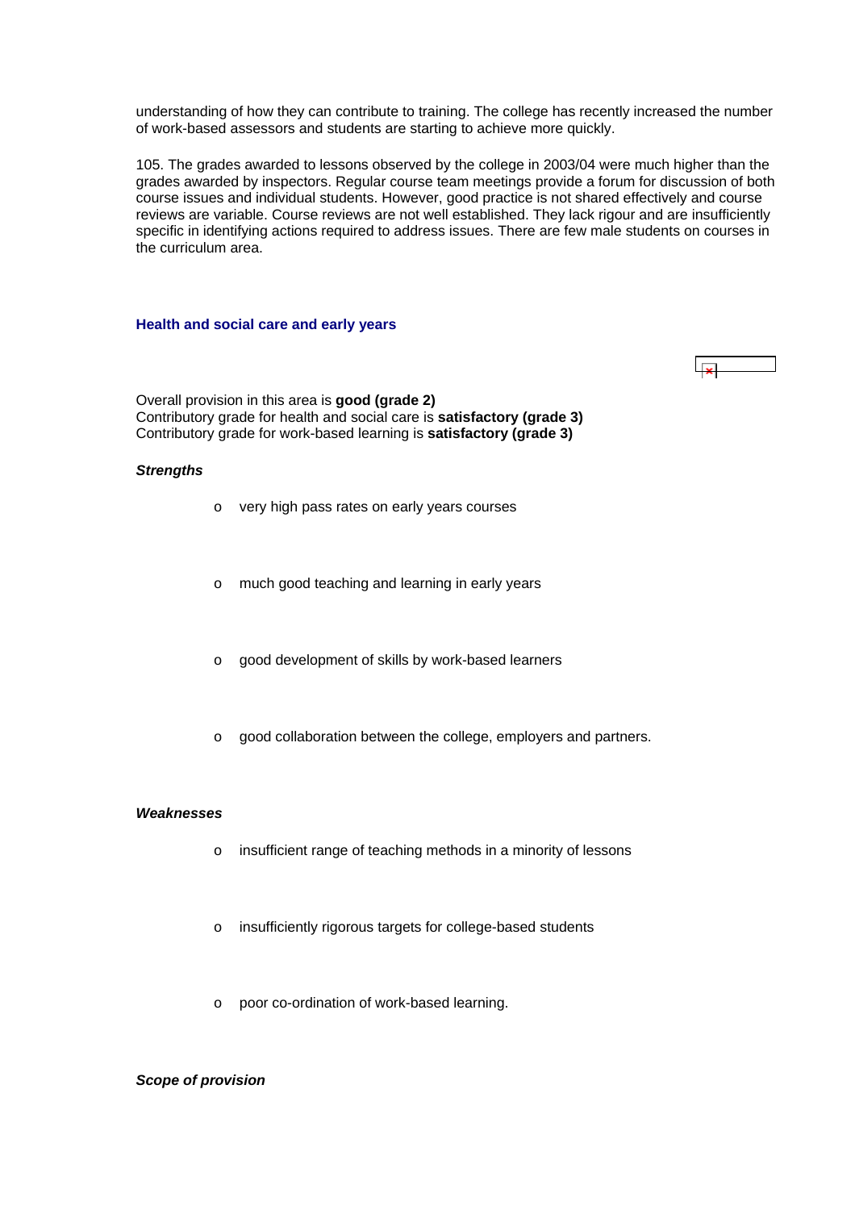understanding of how they can contribute to training. The college has recently increased the number of work-based assessors and students are starting to achieve more quickly.

105. The grades awarded to lessons observed by the college in 2003/04 were much higher than the grades awarded by inspectors. Regular course team meetings provide a forum for discussion of both course issues and individual students. However, good practice is not shared effectively and course reviews are variable. Course reviews are not well established. They lack rigour and are insufficiently specific in identifying actions required to address issues. There are few male students on courses in the curriculum area.

## Health and social care and early years

Overall provision in this area is **good (grade 2)**
Contributory grade for health and social care is **satisfactory (grade 3)**
Contributory grade for work-based learning is **satisfactory (grade 3)**

### *Strengths*

- very high pass rates on early years courses
- much good teaching and learning in early years
- good development of skills by work-based learners
- good collaboration between the college, employers and partners.

### *Weaknesses*

- insufficient range of teaching methods in a minority of lessons
- insufficiently rigorous targets for college-based students
- poor co-ordination of work-based learning.

### *Scope of provision*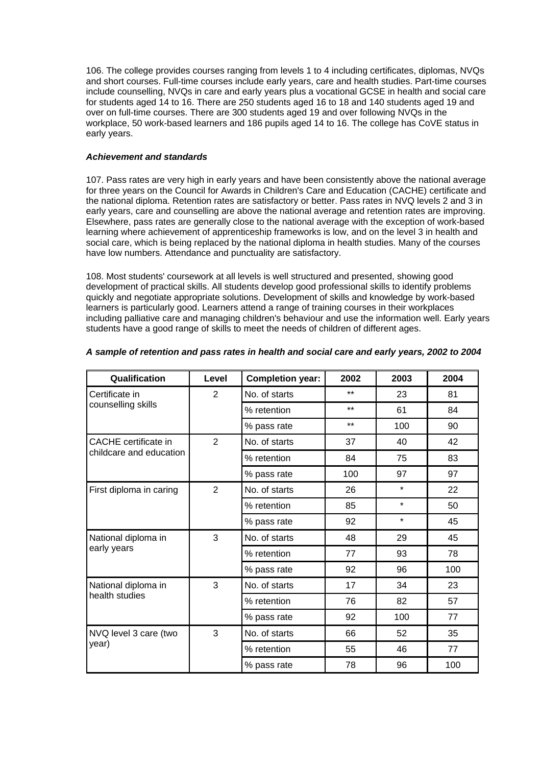106. The college provides courses ranging from levels 1 to 4 including certificates, diplomas, NVQs and short courses. Full-time courses include early years, care and health studies. Part-time courses include counselling, NVQs in care and early years plus a vocational GCSE in health and social care for students aged 14 to 16. There are 250 students aged 16 to 18 and 140 students aged 19 and over on full-time courses. There are 300 students aged 19 and over following NVQs in the workplace, 50 work-based learners and 186 pupils aged 14 to 16. The college has CoVE status in early years.

***Achievement and standards***

107. Pass rates are very high in early years and have been consistently above the national average for three years on the Council for Awards in Children's Care and Education (CACHE) certificate and the national diploma. Retention rates are satisfactory or better. Pass rates in NVQ levels 2 and 3 in early years, care and counselling are above the national average and retention rates are improving. Elsewhere, pass rates are generally close to the national average with the exception of work-based learning where achievement of apprenticeship frameworks is low, and on the level 3 in health and social care, which is being replaced by the national diploma in health studies. Many of the courses have low numbers. Attendance and punctuality are satisfactory.

108. Most students' coursework at all levels is well structured and presented, showing good development of practical skills. All students develop good professional skills to identify problems quickly and negotiate appropriate solutions. Development of skills and knowledge by work-based learners is particularly good. Learners attend a range of training courses in their workplaces including palliative care and managing children's behaviour and use the information well. Early years students have a good range of skills to meet the needs of children of different ages.

***A sample of retention and pass rates in health and social care and early years, 2002 to 2004***

| Qualification | Level | Completion year: | 2002 | 2003 | 2004 |
|---|---|---|---|---|---|
| Certificate in counselling skills | 2 | No. of starts | ** | 23 | 81 |
| | | % retention | ** | 61 | 84 |
| | | % pass rate | ** | 100 | 90 |
| CACHE certificate in childcare and education | 2 | No. of starts | 37 | 40 | 42 |
| | | % retention | 84 | 75 | 83 |
| | | % pass rate | 100 | 97 | 97 |
| First diploma in caring | 2 | No. of starts | 26 | * | 22 |
| | | % retention | 85 | * | 50 |
| | | % pass rate | 92 | * | 45 |
| National diploma in early years | 3 | No. of starts | 48 | 29 | 45 |
| | | % retention | 77 | 93 | 78 |
| | | % pass rate | 92 | 96 | 100 |
| National diploma in health studies | 3 | No. of starts | 17 | 34 | 23 |
| | | % retention | 76 | 82 | 57 |
| | | % pass rate | 92 | 100 | 77 |
| NVQ level 3 care (two year) | 3 | No. of starts | 66 | 52 | 35 |
| | | % retention | 55 | 46 | 77 |
| | | % pass rate | 78 | 96 | 100 |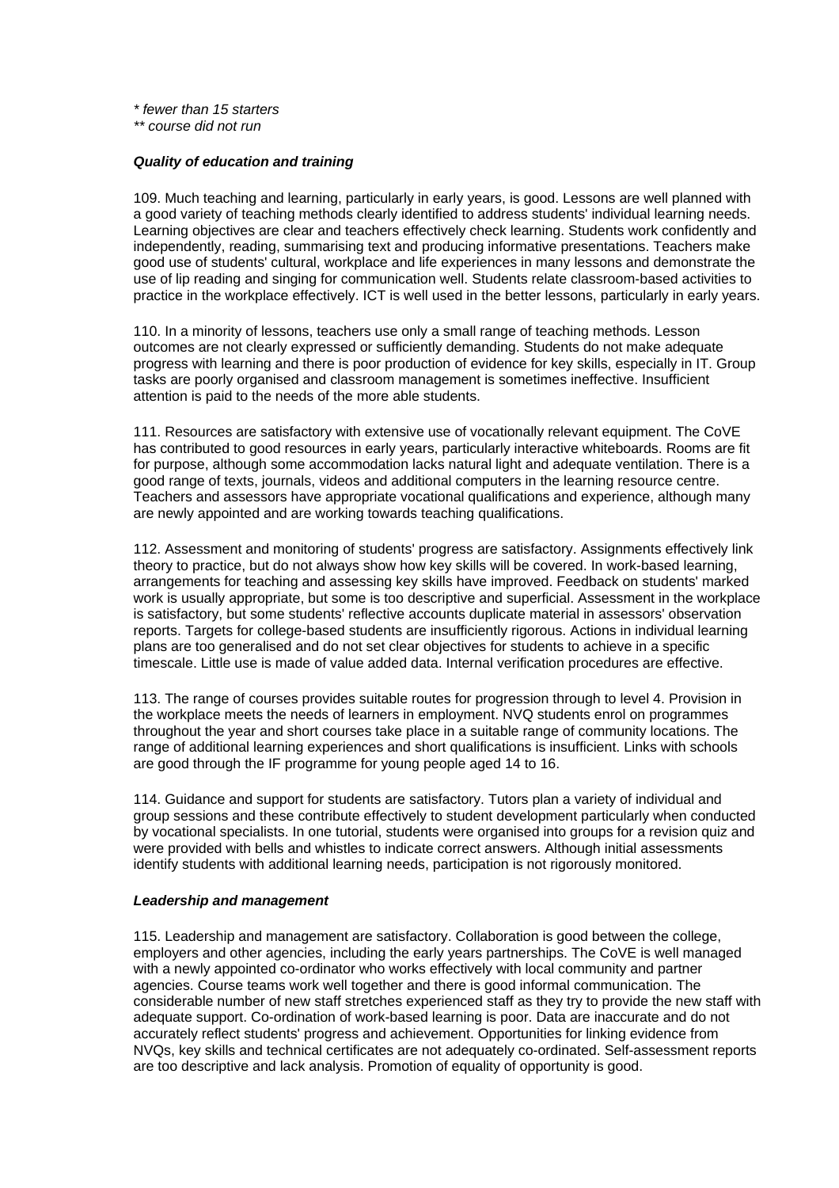*\* fewer than 15 starters*
*\*\* course did not run*

***Quality of education and training***

109. Much teaching and learning, particularly in early years, is good. Lessons are well planned with a good variety of teaching methods clearly identified to address students' individual learning needs. Learning objectives are clear and teachers effectively check learning. Students work confidently and independently, reading, summarising text and producing informative presentations. Teachers make good use of students' cultural, workplace and life experiences in many lessons and demonstrate the use of lip reading and singing for communication well. Students relate classroom-based activities to practice in the workplace effectively. ICT is well used in the better lessons, particularly in early years.

110. In a minority of lessons, teachers use only a small range of teaching methods. Lesson outcomes are not clearly expressed or sufficiently demanding. Students do not make adequate progress with learning and there is poor production of evidence for key skills, especially in IT. Group tasks are poorly organised and classroom management is sometimes ineffective. Insufficient attention is paid to the needs of the more able students.

111. Resources are satisfactory with extensive use of vocationally relevant equipment. The CoVE has contributed to good resources in early years, particularly interactive whiteboards. Rooms are fit for purpose, although some accommodation lacks natural light and adequate ventilation. There is a good range of texts, journals, videos and additional computers in the learning resource centre. Teachers and assessors have appropriate vocational qualifications and experience, although many are newly appointed and are working towards teaching qualifications.

112. Assessment and monitoring of students' progress are satisfactory. Assignments effectively link theory to practice, but do not always show how key skills will be covered. In work-based learning, arrangements for teaching and assessing key skills have improved. Feedback on students' marked work is usually appropriate, but some is too descriptive and superficial. Assessment in the workplace is satisfactory, but some students' reflective accounts duplicate material in assessors' observation reports. Targets for college-based students are insufficiently rigorous. Actions in individual learning plans are too generalised and do not set clear objectives for students to achieve in a specific timescale. Little use is made of value added data. Internal verification procedures are effective.

113. The range of courses provides suitable routes for progression through to level 4. Provision in the workplace meets the needs of learners in employment. NVQ students enrol on programmes throughout the year and short courses take place in a suitable range of community locations. The range of additional learning experiences and short qualifications is insufficient. Links with schools are good through the IF programme for young people aged 14 to 16.

114. Guidance and support for students are satisfactory. Tutors plan a variety of individual and group sessions and these contribute effectively to student development particularly when conducted by vocational specialists. In one tutorial, students were organised into groups for a revision quiz and were provided with bells and whistles to indicate correct answers. Although initial assessments identify students with additional learning needs, participation is not rigorously monitored.

***Leadership and management***

115. Leadership and management are satisfactory. Collaboration is good between the college, employers and other agencies, including the early years partnerships. The CoVE is well managed with a newly appointed co-ordinator who works effectively with local community and partner agencies. Course teams work well together and there is good informal communication. The considerable number of new staff stretches experienced staff as they try to provide the new staff with adequate support. Co-ordination of work-based learning is poor. Data are inaccurate and do not accurately reflect students' progress and achievement. Opportunities for linking evidence from NVQs, key skills and technical certificates are not adequately co-ordinated. Self-assessment reports are too descriptive and lack analysis. Promotion of equality of opportunity is good.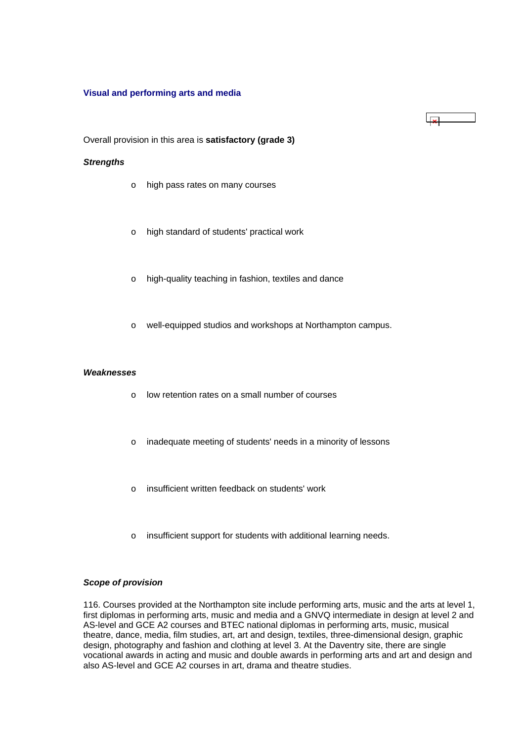### Visual and performing arts and media

Overall provision in this area is **satisfactory (grade 3)**

***Strengths***

- high pass rates on many courses
- high standard of students' practical work
- high-quality teaching in fashion, textiles and dance
- well-equipped studios and workshops at Northampton campus.

***Weaknesses***

- low retention rates on a small number of courses
- inadequate meeting of students' needs in a minority of lessons
- insufficient written feedback on students' work
- insufficient support for students with additional learning needs.

***Scope of provision***

116. Courses provided at the Northampton site include performing arts, music and the arts at level 1, first diplomas in performing arts, music and media and a GNVQ intermediate in design at level 2 and AS-level and GCE A2 courses and BTEC national diplomas in performing arts, music, musical theatre, dance, media, film studies, art, art and design, textiles, three-dimensional design, graphic design, photography and fashion and clothing at level 3. At the Daventry site, there are single vocational awards in acting and music and double awards in performing arts and art and design and also AS-level and GCE A2 courses in art, drama and theatre studies.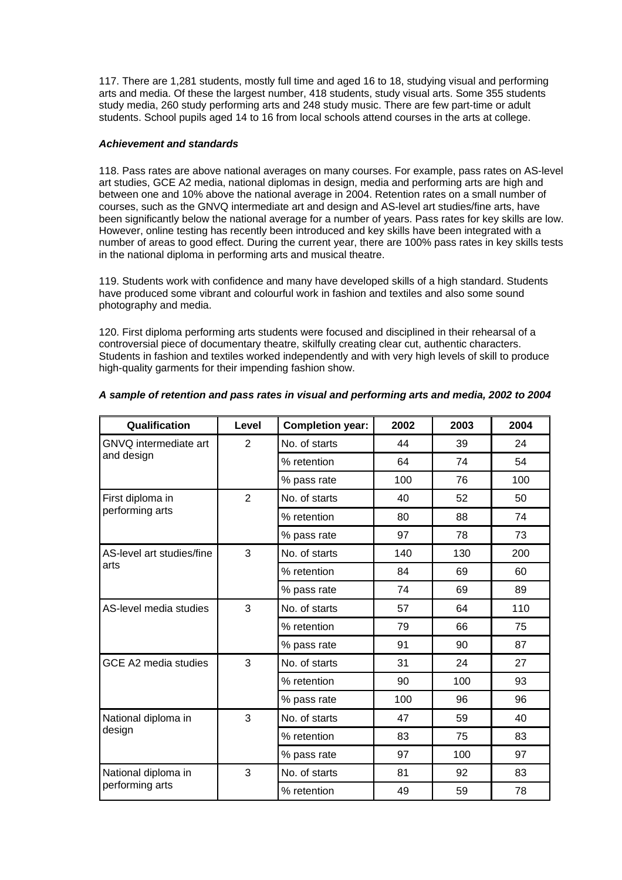117. There are 1,281 students, mostly full time and aged 16 to 18, studying visual and performing arts and media. Of these the largest number, 418 students, study visual arts. Some 355 students study media, 260 study performing arts and 248 study music. There are few part-time or adult students. School pupils aged 14 to 16 from local schools attend courses in the arts at college.

***Achievement and standards***

118. Pass rates are above national averages on many courses. For example, pass rates on AS-level art studies, GCE A2 media, national diplomas in design, media and performing arts are high and between one and 10% above the national average in 2004. Retention rates on a small number of courses, such as the GNVQ intermediate art and design and AS-level art studies/fine arts, have been significantly below the national average for a number of years. Pass rates for key skills are low. However, online testing has recently been introduced and key skills have been integrated with a number of areas to good effect. During the current year, there are 100% pass rates in key skills tests in the national diploma in performing arts and musical theatre.

119. Students work with confidence and many have developed skills of a high standard. Students have produced some vibrant and colourful work in fashion and textiles and also some sound photography and media.

120. First diploma performing arts students were focused and disciplined in their rehearsal of a controversial piece of documentary theatre, skilfully creating clear cut, authentic characters. Students in fashion and textiles worked independently and with very high levels of skill to produce high-quality garments for their impending fashion show.

***A sample of retention and pass rates in visual and performing arts and media, 2002 to 2004***

| Qualification | Level | Completion year: | 2002 | 2003 | 2004 |
|---|---|---|---|---|---|
| GNVQ intermediate art and design | 2 | No. of starts | 44 | 39 | 24 |
| | | % retention | 64 | 74 | 54 |
| | | % pass rate | 100 | 76 | 100 |
| First diploma in performing arts | 2 | No. of starts | 40 | 52 | 50 |
| | | % retention | 80 | 88 | 74 |
| | | % pass rate | 97 | 78 | 73 |
| AS-level art studies/fine arts | 3 | No. of starts | 140 | 130 | 200 |
| | | % retention | 84 | 69 | 60 |
| | | % pass rate | 74 | 69 | 89 |
| AS-level media studies | 3 | No. of starts | 57 | 64 | 110 |
| | | % retention | 79 | 66 | 75 |
| | | % pass rate | 91 | 90 | 87 |
| GCE A2 media studies | 3 | No. of starts | 31 | 24 | 27 |
| | | % retention | 90 | 100 | 93 |
| | | % pass rate | 100 | 96 | 96 |
| National diploma in design | 3 | No. of starts | 47 | 59 | 40 |
| | | % retention | 83 | 75 | 83 |
| | | % pass rate | 97 | 100 | 97 |
| National diploma in performing arts | 3 | No. of starts | 81 | 92 | 83 |
| | | % retention | 49 | 59 | 78 |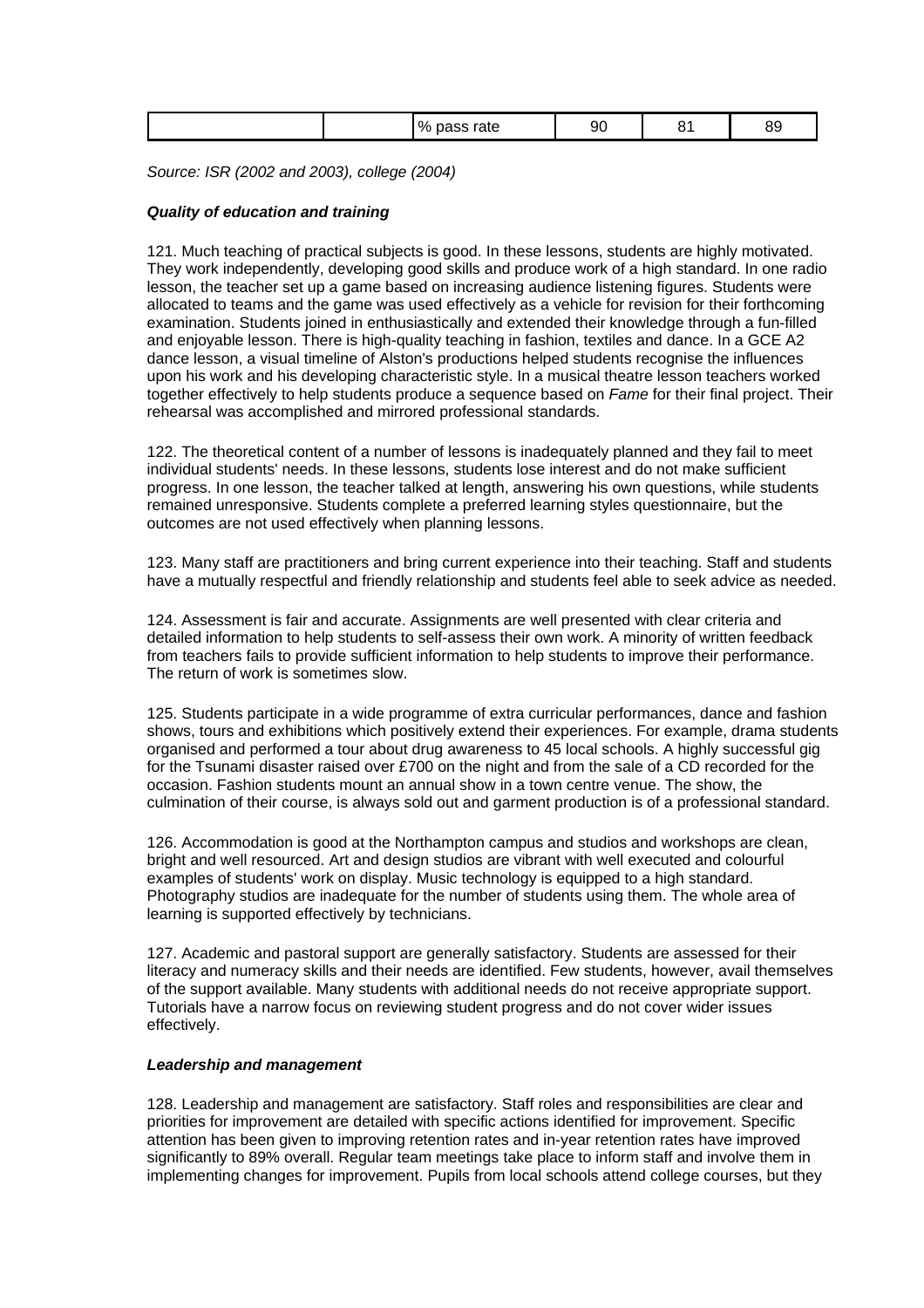| | | % pass rate | 90 | 81 | 89 |
|---|---|---|---|---|---|

*Source: ISR (2002 and 2003), college (2004)*

***Quality of education and training***

121. Much teaching of practical subjects is good. In these lessons, students are highly motivated. They work independently, developing good skills and produce work of a high standard. In one radio lesson, the teacher set up a game based on increasing audience listening figures. Students were allocated to teams and the game was used effectively as a vehicle for revision for their forthcoming examination. Students joined in enthusiastically and extended their knowledge through a fun-filled and enjoyable lesson. There is high-quality teaching in fashion, textiles and dance. In a GCE A2 dance lesson, a visual timeline of Alston's productions helped students recognise the influences upon his work and his developing characteristic style. In a musical theatre lesson teachers worked together effectively to help students produce a sequence based on *Fame* for their final project. Their rehearsal was accomplished and mirrored professional standards.

122. The theoretical content of a number of lessons is inadequately planned and they fail to meet individual students' needs. In these lessons, students lose interest and do not make sufficient progress. In one lesson, the teacher talked at length, answering his own questions, while students remained unresponsive. Students complete a preferred learning styles questionnaire, but the outcomes are not used effectively when planning lessons.

123. Many staff are practitioners and bring current experience into their teaching. Staff and students have a mutually respectful and friendly relationship and students feel able to seek advice as needed.

124. Assessment is fair and accurate. Assignments are well presented with clear criteria and detailed information to help students to self-assess their own work. A minority of written feedback from teachers fails to provide sufficient information to help students to improve their performance. The return of work is sometimes slow.

125. Students participate in a wide programme of extra curricular performances, dance and fashion shows, tours and exhibitions which positively extend their experiences. For example, drama students organised and performed a tour about drug awareness to 45 local schools. A highly successful gig for the Tsunami disaster raised over £700 on the night and from the sale of a CD recorded for the occasion. Fashion students mount an annual show in a town centre venue. The show, the culmination of their course, is always sold out and garment production is of a professional standard.

126. Accommodation is good at the Northampton campus and studios and workshops are clean, bright and well resourced. Art and design studios are vibrant with well executed and colourful examples of students' work on display. Music technology is equipped to a high standard. Photography studios are inadequate for the number of students using them. The whole area of learning is supported effectively by technicians.

127. Academic and pastoral support are generally satisfactory. Students are assessed for their literacy and numeracy skills and their needs are identified. Few students, however, avail themselves of the support available. Many students with additional needs do not receive appropriate support. Tutorials have a narrow focus on reviewing student progress and do not cover wider issues effectively.

***Leadership and management***

128. Leadership and management are satisfactory. Staff roles and responsibilities are clear and priorities for improvement are detailed with specific actions identified for improvement. Specific attention has been given to improving retention rates and in-year retention rates have improved significantly to 89% overall. Regular team meetings take place to inform staff and involve them in implementing changes for improvement. Pupils from local schools attend college courses, but they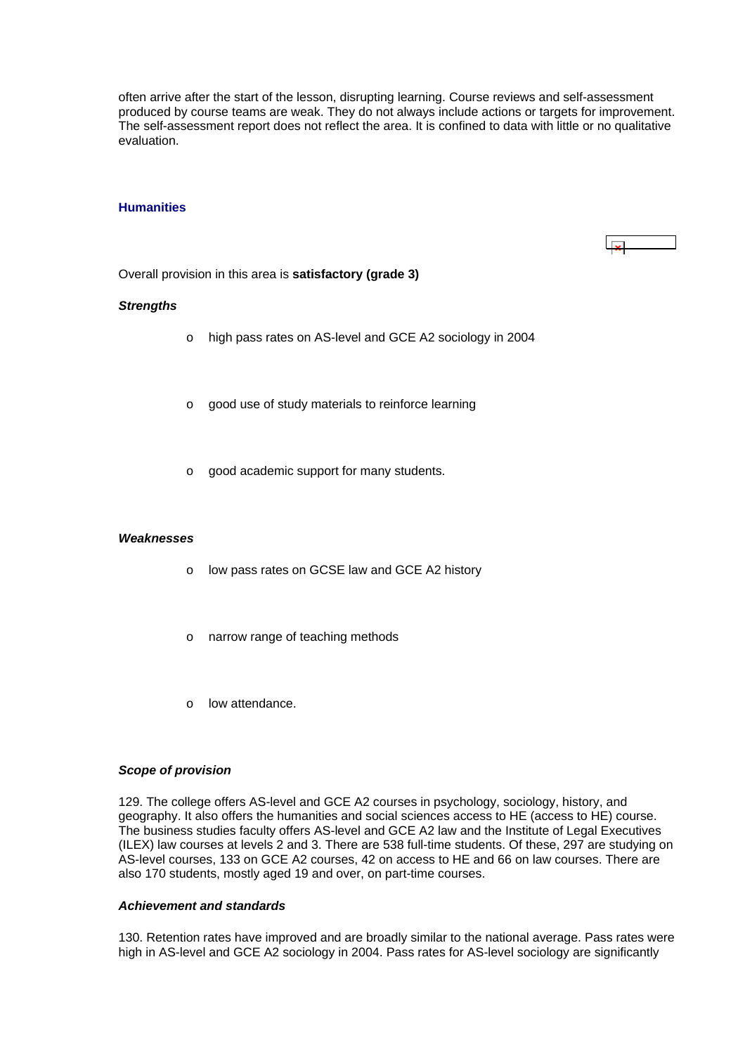often arrive after the start of the lesson, disrupting learning. Course reviews and self-assessment produced by course teams are weak. They do not always include actions or targets for improvement. The self-assessment report does not reflect the area. It is confined to data with little or no qualitative evaluation.

## Humanities

Overall provision in this area is **satisfactory (grade 3)**

***Strengths***

- high pass rates on AS-level and GCE A2 sociology in 2004
- good use of study materials to reinforce learning
- good academic support for many students.

***Weaknesses***

- low pass rates on GCSE law and GCE A2 history
- narrow range of teaching methods
- low attendance.

***Scope of provision***

129. The college offers AS-level and GCE A2 courses in psychology, sociology, history, and geography. It also offers the humanities and social sciences access to HE (access to HE) course. The business studies faculty offers AS-level and GCE A2 law and the Institute of Legal Executives (ILEX) law courses at levels 2 and 3. There are 538 full-time students. Of these, 297 are studying on AS-level courses, 133 on GCE A2 courses, 42 on access to HE and 66 on law courses. There are also 170 students, mostly aged 19 and over, on part-time courses.

***Achievement and standards***

130. Retention rates have improved and are broadly similar to the national average. Pass rates were high in AS-level and GCE A2 sociology in 2004. Pass rates for AS-level sociology are significantly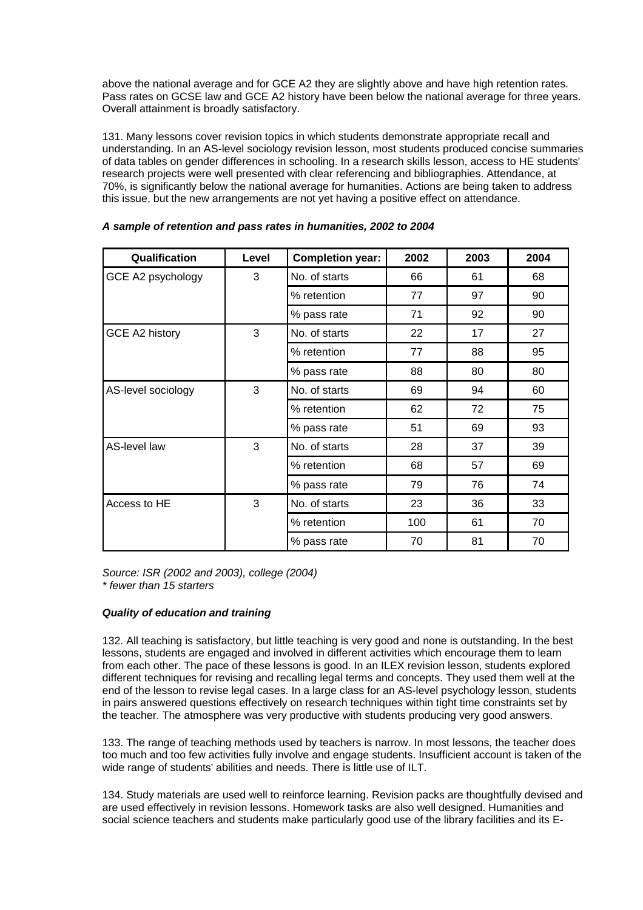above the national average and for GCE A2 they are slightly above and have high retention rates. Pass rates on GCSE law and GCE A2 history have been below the national average for three years. Overall attainment is broadly satisfactory.

131. Many lessons cover revision topics in which students demonstrate appropriate recall and understanding. In an AS-level sociology revision lesson, most students produced concise summaries of data tables on gender differences in schooling. In a research skills lesson, access to HE students' research projects were well presented with clear referencing and bibliographies. Attendance, at 70%, is significantly below the national average for humanities. Actions are being taken to address this issue, but the new arrangements are not yet having a positive effect on attendance.

***A sample of retention and pass rates in humanities, 2002 to 2004***

| Qualification | Level | Completion year: | 2002 | 2003 | 2004 |
|---|---|---|---|---|---|
| GCE A2 psychology | 3 | No. of starts | 66 | 61 | 68 |
| | | % retention | 77 | 97 | 90 |
| | | % pass rate | 71 | 92 | 90 |
| GCE A2 history | 3 | No. of starts | 22 | 17 | 27 |
| | | % retention | 77 | 88 | 95 |
| | | % pass rate | 88 | 80 | 80 |
| AS-level sociology | 3 | No. of starts | 69 | 94 | 60 |
| | | % retention | 62 | 72 | 75 |
| | | % pass rate | 51 | 69 | 93 |
| AS-level law | 3 | No. of starts | 28 | 37 | 39 |
| | | % retention | 68 | 57 | 69 |
| | | % pass rate | 79 | 76 | 74 |
| Access to HE | 3 | No. of starts | 23 | 36 | 33 |
| | | % retention | 100 | 61 | 70 |
| | | % pass rate | 70 | 81 | 70 |

*Source: ISR (2002 and 2003), college (2004)*
*\* fewer than 15 starters*

***Quality of education and training***

132. All teaching is satisfactory, but little teaching is very good and none is outstanding. In the best lessons, students are engaged and involved in different activities which encourage them to learn from each other. The pace of these lessons is good. In an ILEX revision lesson, students explored different techniques for revising and recalling legal terms and concepts. They used them well at the end of the lesson to revise legal cases. In a large class for an AS-level psychology lesson, students in pairs answered questions effectively on research techniques within tight time constraints set by the teacher. The atmosphere was very productive with students producing very good answers.

133. The range of teaching methods used by teachers is narrow. In most lessons, the teacher does too much and too few activities fully involve and engage students. Insufficient account is taken of the wide range of students' abilities and needs. There is little use of ILT.

134. Study materials are used well to reinforce learning. Revision packs are thoughtfully devised and are used effectively in revision lessons. Homework tasks are also well designed. Humanities and social science teachers and students make particularly good use of the library facilities and its E-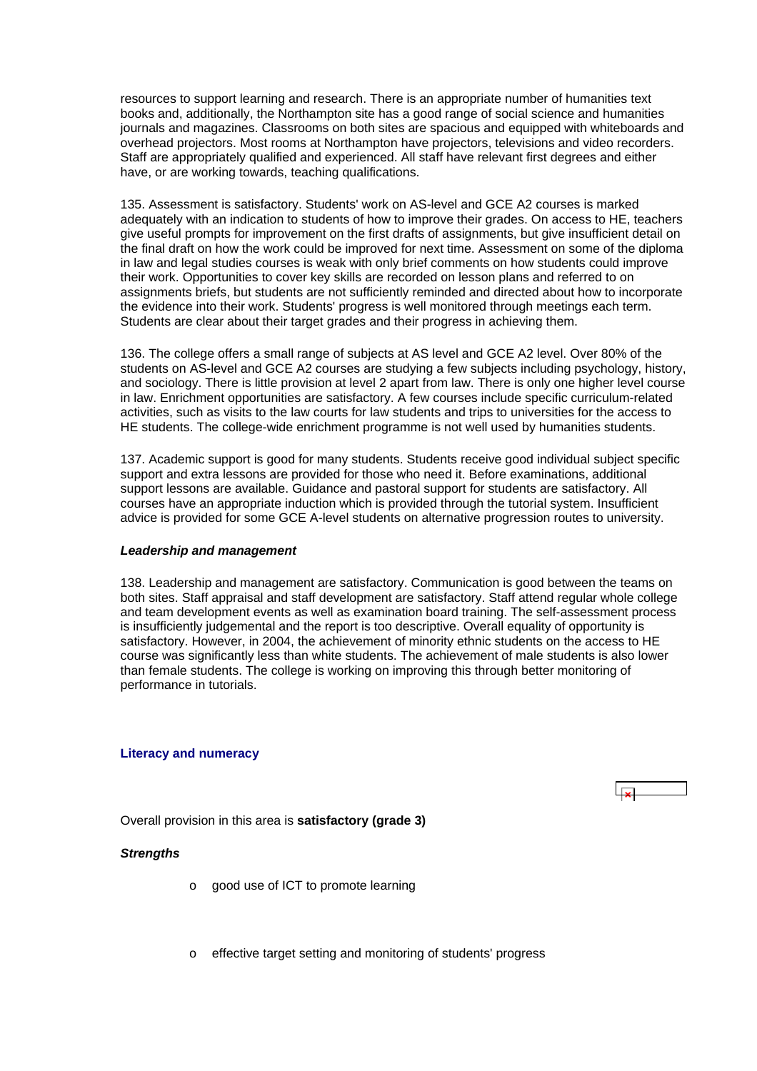resources to support learning and research. There is an appropriate number of humanities text books and, additionally, the Northampton site has a good range of social science and humanities journals and magazines. Classrooms on both sites are spacious and equipped with whiteboards and overhead projectors. Most rooms at Northampton have projectors, televisions and video recorders. Staff are appropriately qualified and experienced. All staff have relevant first degrees and either have, or are working towards, teaching qualifications.

135. Assessment is satisfactory. Students' work on AS-level and GCE A2 courses is marked adequately with an indication to students of how to improve their grades. On access to HE, teachers give useful prompts for improvement on the first drafts of assignments, but give insufficient detail on the final draft on how the work could be improved for next time. Assessment on some of the diploma in law and legal studies courses is weak with only brief comments on how students could improve their work. Opportunities to cover key skills are recorded on lesson plans and referred to on assignments briefs, but students are not sufficiently reminded and directed about how to incorporate the evidence into their work. Students' progress is well monitored through meetings each term. Students are clear about their target grades and their progress in achieving them.

136. The college offers a small range of subjects at AS level and GCE A2 level. Over 80% of the students on AS-level and GCE A2 courses are studying a few subjects including psychology, history, and sociology. There is little provision at level 2 apart from law. There is only one higher level course in law. Enrichment opportunities are satisfactory. A few courses include specific curriculum-related activities, such as visits to the law courts for law students and trips to universities for the access to HE students. The college-wide enrichment programme is not well used by humanities students.

137. Academic support is good for many students. Students receive good individual subject specific support and extra lessons are provided for those who need it. Before examinations, additional support lessons are available. Guidance and pastoral support for students are satisfactory. All courses have an appropriate induction which is provided through the tutorial system. Insufficient advice is provided for some GCE A-level students on alternative progression routes to university.

***Leadership and management***

138. Leadership and management are satisfactory. Communication is good between the teams on both sites. Staff appraisal and staff development are satisfactory. Staff attend regular whole college and team development events as well as examination board training. The self-assessment process is insufficiently judgemental and the report is too descriptive. Overall equality of opportunity is satisfactory. However, in 2004, the achievement of minority ethnic students on the access to HE course was significantly less than white students. The achievement of male students is also lower than female students. The college is working on improving this through better monitoring of performance in tutorials.

## Literacy and numeracy

Overall provision in this area is **satisfactory (grade 3)**

***Strengths***

- good use of ICT to promote learning
- effective target setting and monitoring of students' progress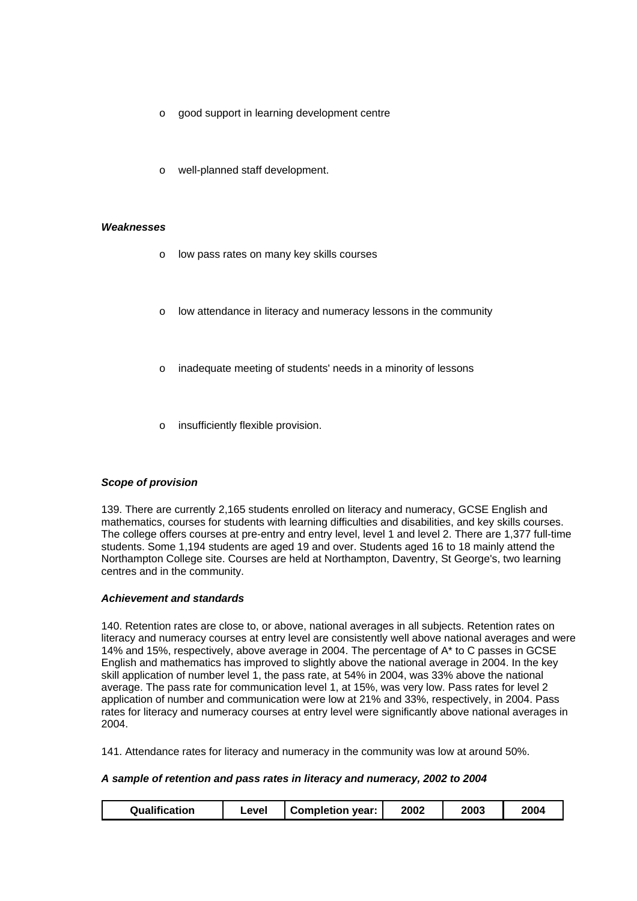- good support in learning development centre
- well-planned staff development.

***Weaknesses***

- low pass rates on many key skills courses
- low attendance in literacy and numeracy lessons in the community
- inadequate meeting of students' needs in a minority of lessons
- insufficiently flexible provision.

***Scope of provision***

139. There are currently 2,165 students enrolled on literacy and numeracy, GCSE English and mathematics, courses for students with learning difficulties and disabilities, and key skills courses. The college offers courses at pre-entry and entry level, level 1 and level 2. There are 1,377 full-time students. Some 1,194 students are aged 19 and over. Students aged 16 to 18 mainly attend the Northampton College site. Courses are held at Northampton, Daventry, St George's, two learning centres and in the community.

***Achievement and standards***

140. Retention rates are close to, or above, national averages in all subjects. Retention rates on literacy and numeracy courses at entry level are consistently well above national averages and were 14% and 15%, respectively, above average in 2004. The percentage of A* to C passes in GCSE English and mathematics has improved to slightly above the national average in 2004. In the key skill application of number level 1, the pass rate, at 54% in 2004, was 33% above the national average. The pass rate for communication level 1, at 15%, was very low. Pass rates for level 2 application of number and communication were low at 21% and 33%, respectively, in 2004. Pass rates for literacy and numeracy courses at entry level were significantly above national averages in 2004.

141. Attendance rates for literacy and numeracy in the community was low at around 50%.

***A sample of retention and pass rates in literacy and numeracy, 2002 to 2004***

| Qualification | Level | Completion year: | 2002 | 2003 | 2004 |
|---|---|---|---|---|---|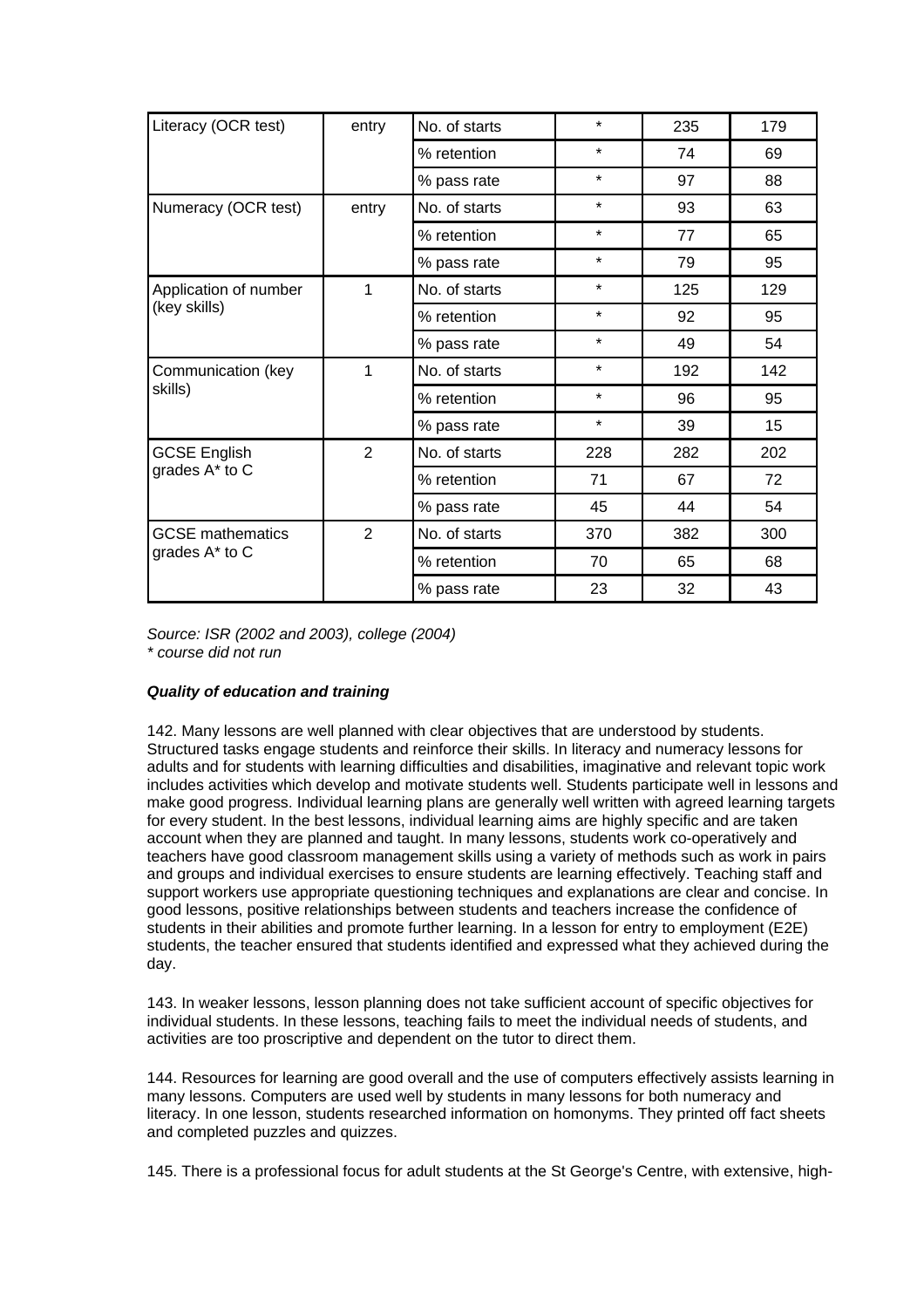| | | | | | |
|---|---|---|---|---|---|
| Literacy (OCR test) | entry | No. of starts | * | 235 | 179 |
| | | % retention | * | 74 | 69 |
| | | % pass rate | * | 97 | 88 |
| Numeracy (OCR test) | entry | No. of starts | * | 93 | 63 |
| | | % retention | * | 77 | 65 |
| | | % pass rate | * | 79 | 95 |
| Application of number (key skills) | 1 | No. of starts | * | 125 | 129 |
| | | % retention | * | 92 | 95 |
| | | % pass rate | * | 49 | 54 |
| Communication (key skills) | 1 | No. of starts | * | 192 | 142 |
| | | % retention | * | 96 | 95 |
| | | % pass rate | * | 39 | 15 |
| GCSE English grades A* to C | 2 | No. of starts | 228 | 282 | 202 |
| | | % retention | 71 | 67 | 72 |
| | | % pass rate | 45 | 44 | 54 |
| GCSE mathematics grades A* to C | 2 | No. of starts | 370 | 382 | 300 |
| | | % retention | 70 | 65 | 68 |
| | | % pass rate | 23 | 32 | 43 |

*Source: ISR (2002 and 2003), college (2004)*
*\* course did not run*

***Quality of education and training***

142. Many lessons are well planned with clear objectives that are understood by students. Structured tasks engage students and reinforce their skills. In literacy and numeracy lessons for adults and for students with learning difficulties and disabilities, imaginative and relevant topic work includes activities which develop and motivate students well. Students participate well in lessons and make good progress. Individual learning plans are generally well written with agreed learning targets for every student. In the best lessons, individual learning aims are highly specific and are taken account when they are planned and taught. In many lessons, students work co-operatively and teachers have good classroom management skills using a variety of methods such as work in pairs and groups and individual exercises to ensure students are learning effectively. Teaching staff and support workers use appropriate questioning techniques and explanations are clear and concise. In good lessons, positive relationships between students and teachers increase the confidence of students in their abilities and promote further learning. In a lesson for entry to employment (E2E) students, the teacher ensured that students identified and expressed what they achieved during the day.

143. In weaker lessons, lesson planning does not take sufficient account of specific objectives for individual students. In these lessons, teaching fails to meet the individual needs of students, and activities are too proscriptive and dependent on the tutor to direct them.

144. Resources for learning are good overall and the use of computers effectively assists learning in many lessons. Computers are used well by students in many lessons for both numeracy and literacy. In one lesson, students researched information on homonyms. They printed off fact sheets and completed puzzles and quizzes.

145. There is a professional focus for adult students at the St George's Centre, with extensive, high-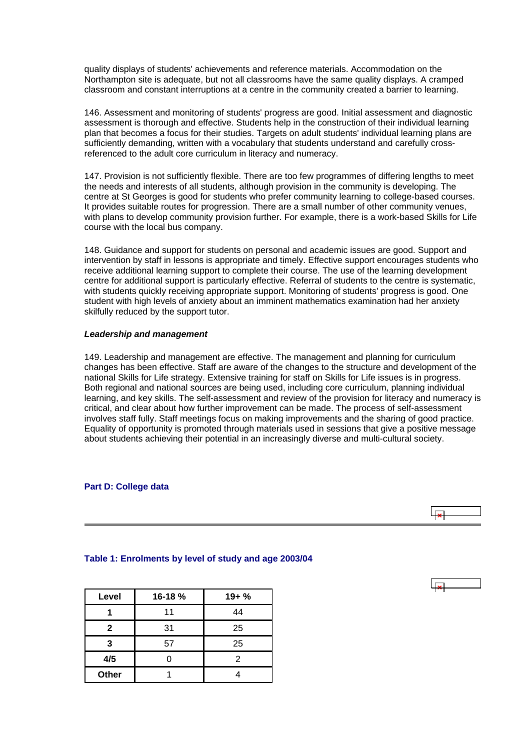quality displays of students' achievements and reference materials. Accommodation on the Northampton site is adequate, but not all classrooms have the same quality displays. A cramped classroom and constant interruptions at a centre in the community created a barrier to learning.

146. Assessment and monitoring of students' progress are good. Initial assessment and diagnostic assessment is thorough and effective. Students help in the construction of their individual learning plan that becomes a focus for their studies. Targets on adult students' individual learning plans are sufficiently demanding, written with a vocabulary that students understand and carefully cross-referenced to the adult core curriculum in literacy and numeracy.

147. Provision is not sufficiently flexible. There are too few programmes of differing lengths to meet the needs and interests of all students, although provision in the community is developing. The centre at St Georges is good for students who prefer community learning to college-based courses. It provides suitable routes for progression. There are a small number of other community venues, with plans to develop community provision further. For example, there is a work-based Skills for Life course with the local bus company.

148. Guidance and support for students on personal and academic issues are good. Support and intervention by staff in lessons is appropriate and timely. Effective support encourages students who receive additional learning support to complete their course. The use of the learning development centre for additional support is particularly effective. Referral of students to the centre is systematic, with students quickly receiving appropriate support. Monitoring of students' progress is good. One student with high levels of anxiety about an imminent mathematics examination had her anxiety skilfully reduced by the support tutor.

***Leadership and management***

149. Leadership and management are effective. The management and planning for curriculum changes has been effective. Staff are aware of the changes to the structure and development of the national Skills for Life strategy. Extensive training for staff on Skills for Life issues is in progress. Both regional and national sources are being used, including core curriculum, planning individual learning, and key skills. The self-assessment and review of the provision for literacy and numeracy is critical, and clear about how further improvement can be made. The process of self-assessment involves staff fully. Staff meetings focus on making improvements and the sharing of good practice. Equality of opportunity is promoted through materials used in sessions that give a positive message about students achieving their potential in an increasingly diverse and multi-cultural society.

## Part D: College data

### Table 1: Enrolments by level of study and age 2003/04

| Level | 16-18 % | 19+ % |
|---|---|---|
| 1 | 11 | 44 |
| 2 | 31 | 25 |
| 3 | 57 | 25 |
| 4/5 | 0 | 2 |
| Other | 1 | 4 |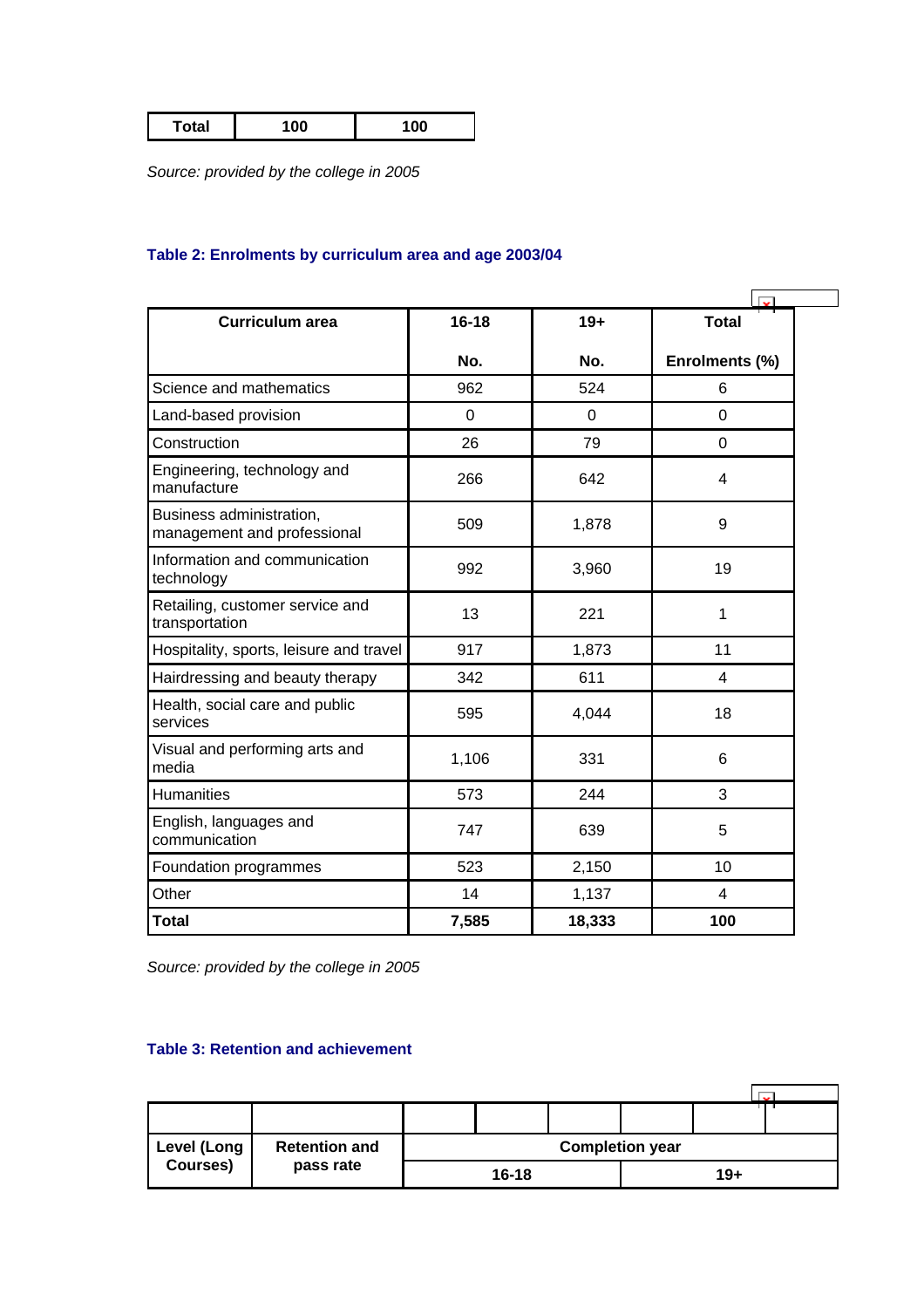| Total | 100 | 100 |
|---|---|---|

*Source: provided by the college in 2005*

### Table 2: Enrolments by curriculum area and age 2003/04

| Curriculum area | 16-18 No. | 19+ No. | Total Enrolments (%) |
|---|---|---|---|
| Science and mathematics | 962 | 524 | 6 |
| Land-based provision | 0 | 0 | 0 |
| Construction | 26 | 79 | 0 |
| Engineering, technology and manufacture | 266 | 642 | 4 |
| Business administration, management and professional | 509 | 1,878 | 9 |
| Information and communication technology | 992 | 3,960 | 19 |
| Retailing, customer service and transportation | 13 | 221 | 1 |
| Hospitality, sports, leisure and travel | 917 | 1,873 | 11 |
| Hairdressing and beauty therapy | 342 | 611 | 4 |
| Health, social care and public services | 595 | 4,044 | 18 |
| Visual and performing arts and media | 1,106 | 331 | 6 |
| Humanities | 573 | 244 | 3 |
| English, languages and communication | 747 | 639 | 5 |
| Foundation programmes | 523 | 2,150 | 10 |
| Other | 14 | 1,137 | 4 |
| **Total** | **7,585** | **18,333** | **100** |

*Source: provided by the college in 2005*

### Table 3: Retention and achievement

| Level (Long Courses) | Retention and pass rate | Completion year | | | | | |
|---|---|---|---|---|---|---|---|
| | | 16-18 | | | 19+ | | |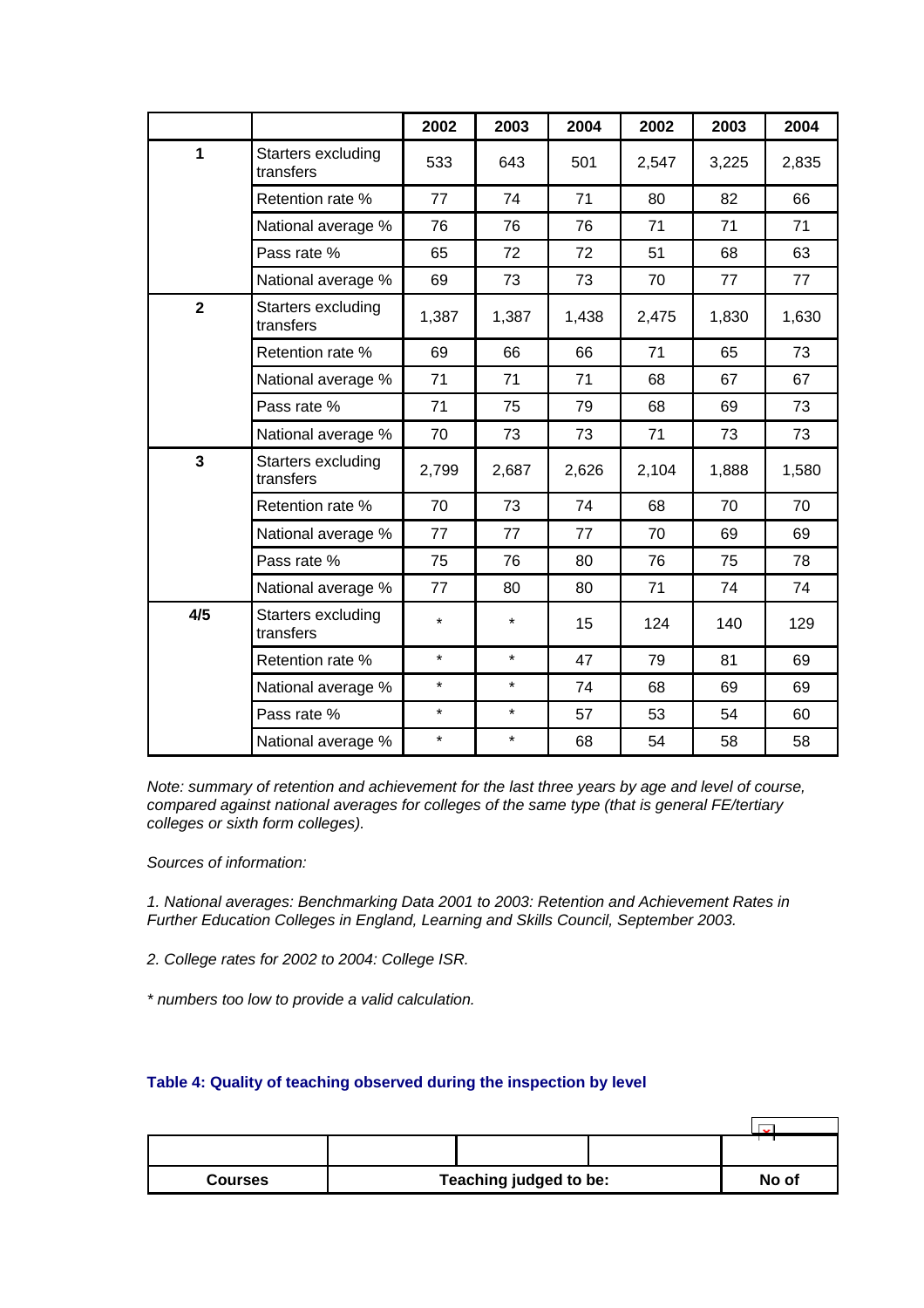| | | 2002 | 2003 | 2004 | 2002 | 2003 | 2004 |
|---|---|---|---|---|---|---|---|
| **1** | Starters excluding transfers | 533 | 643 | 501 | 2,547 | 3,225 | 2,835 |
| | Retention rate % | 77 | 74 | 71 | 80 | 82 | 66 |
| | National average % | 76 | 76 | 76 | 71 | 71 | 71 |
| | Pass rate % | 65 | 72 | 72 | 51 | 68 | 63 |
| | National average % | 69 | 73 | 73 | 70 | 77 | 77 |
| **2** | Starters excluding transfers | 1,387 | 1,387 | 1,438 | 2,475 | 1,830 | 1,630 |
| | Retention rate % | 69 | 66 | 66 | 71 | 65 | 73 |
| | National average % | 71 | 71 | 71 | 68 | 67 | 67 |
| | Pass rate % | 71 | 75 | 79 | 68 | 69 | 73 |
| | National average % | 70 | 73 | 73 | 71 | 73 | 73 |
| **3** | Starters excluding transfers | 2,799 | 2,687 | 2,626 | 2,104 | 1,888 | 1,580 |
| | Retention rate % | 70 | 73 | 74 | 68 | 70 | 70 |
| | National average % | 77 | 77 | 77 | 70 | 69 | 69 |
| | Pass rate % | 75 | 76 | 80 | 76 | 75 | 78 |
| | National average % | 77 | 80 | 80 | 71 | 74 | 74 |
| **4/5** | Starters excluding transfers | * | * | 15 | 124 | 140 | 129 |
| | Retention rate % | * | * | 47 | 79 | 81 | 69 |
| | National average % | * | * | 74 | 68 | 69 | 69 |
| | Pass rate % | * | * | 57 | 53 | 54 | 60 |
| | National average % | * | * | 68 | 54 | 58 | 58 |

*Note: summary of retention and achievement for the last three years by age and level of course, compared against national averages for colleges of the same type (that is general FE/tertiary colleges or sixth form colleges).*

*Sources of information:*

*1. National averages: Benchmarking Data 2001 to 2003: Retention and Achievement Rates in Further Education Colleges in England, Learning and Skills Council, September 2003.*

*2. College rates for 2002 to 2004: College ISR.*

*\* numbers too low to provide a valid calculation.*

**Table 4: Quality of teaching observed during the inspection by level**

| | | | | |
|---|---|---|---|---|
| **Courses** | **Teaching judged to be:** | | | **No of** |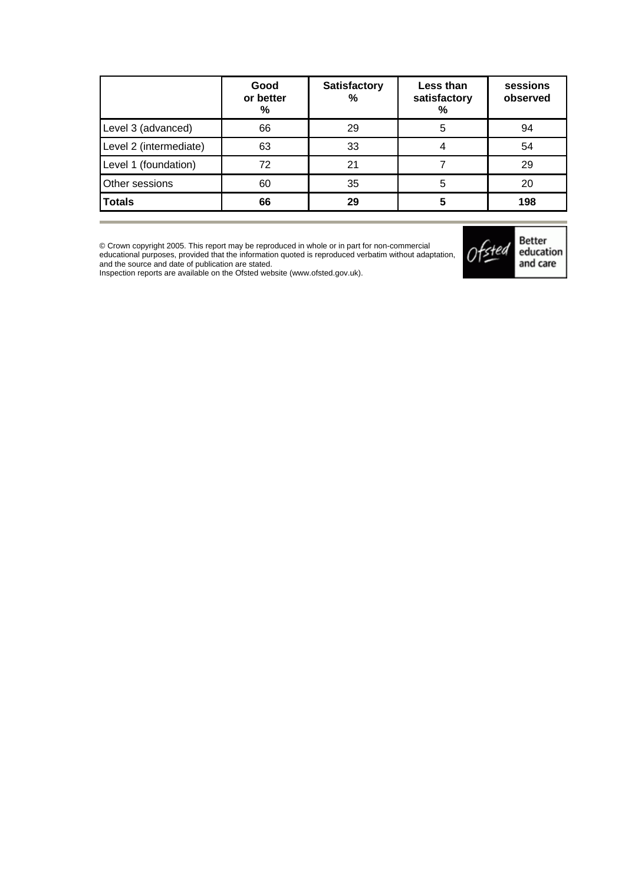| | Good or better % | Satisfactory % | Less than satisfactory % | sessions observed |
|---|---|---|---|---|
| Level 3 (advanced) | 66 | 29 | 5 | 94 |
| Level 2 (intermediate) | 63 | 33 | 4 | 54 |
| Level 1 (foundation) | 72 | 21 | 7 | 29 |
| Other sessions | 60 | 35 | 5 | 20 |
| **Totals** | **66** | **29** | **5** | **198** |

© Crown copyright 2005. This report may be reproduced in whole or in part for non-commercial educational purposes, provided that the information quoted is reproduced verbatim without adaptation, and the source and date of publication are stated.
Inspection reports are available on the Ofsted website (www.ofsted.gov.uk).

Ofsted Better education and care